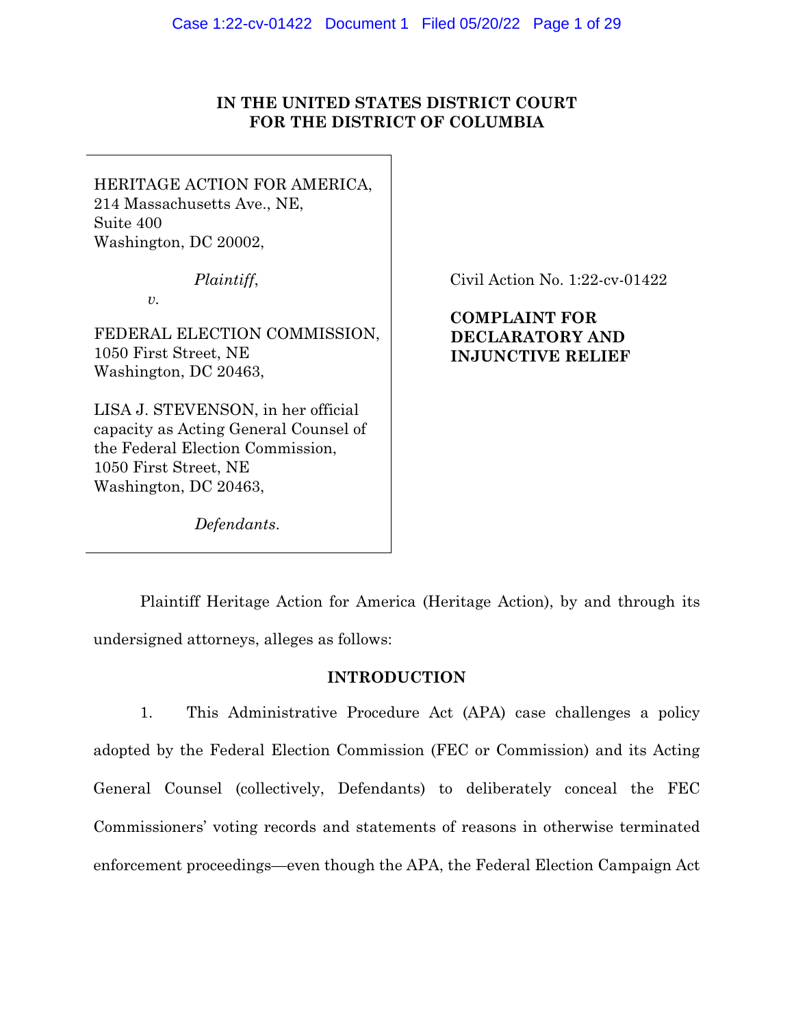**IN THE UNITED STATES DISTRICT COURT**
**FOR THE DISTRICT OF COLUMBIA**

HERITAGE ACTION FOR AMERICA,
214 Massachusetts Ave., NE,
Suite 400
Washington, DC 20002,

*Plaintiff*,

*v.*

FEDERAL ELECTION COMMISSION,
1050 First Street, NE
Washington, DC 20463,

LISA J. STEVENSON, in her official capacity as Acting General Counsel of the Federal Election Commission,
1050 First Street, NE
Washington, DC 20463,

*Defendants*.

Civil Action No. 1:22-cv-01422

**COMPLAINT FOR DECLARATORY AND INJUNCTIVE RELIEF**

Plaintiff Heritage Action for America (Heritage Action), by and through its undersigned attorneys, alleges as follows:

## INTRODUCTION

1. This Administrative Procedure Act (APA) case challenges a policy adopted by the Federal Election Commission (FEC or Commission) and its Acting General Counsel (collectively, Defendants) to deliberately conceal the FEC Commissioners' voting records and statements of reasons in otherwise terminated enforcement proceedings—even though the APA, the Federal Election Campaign Act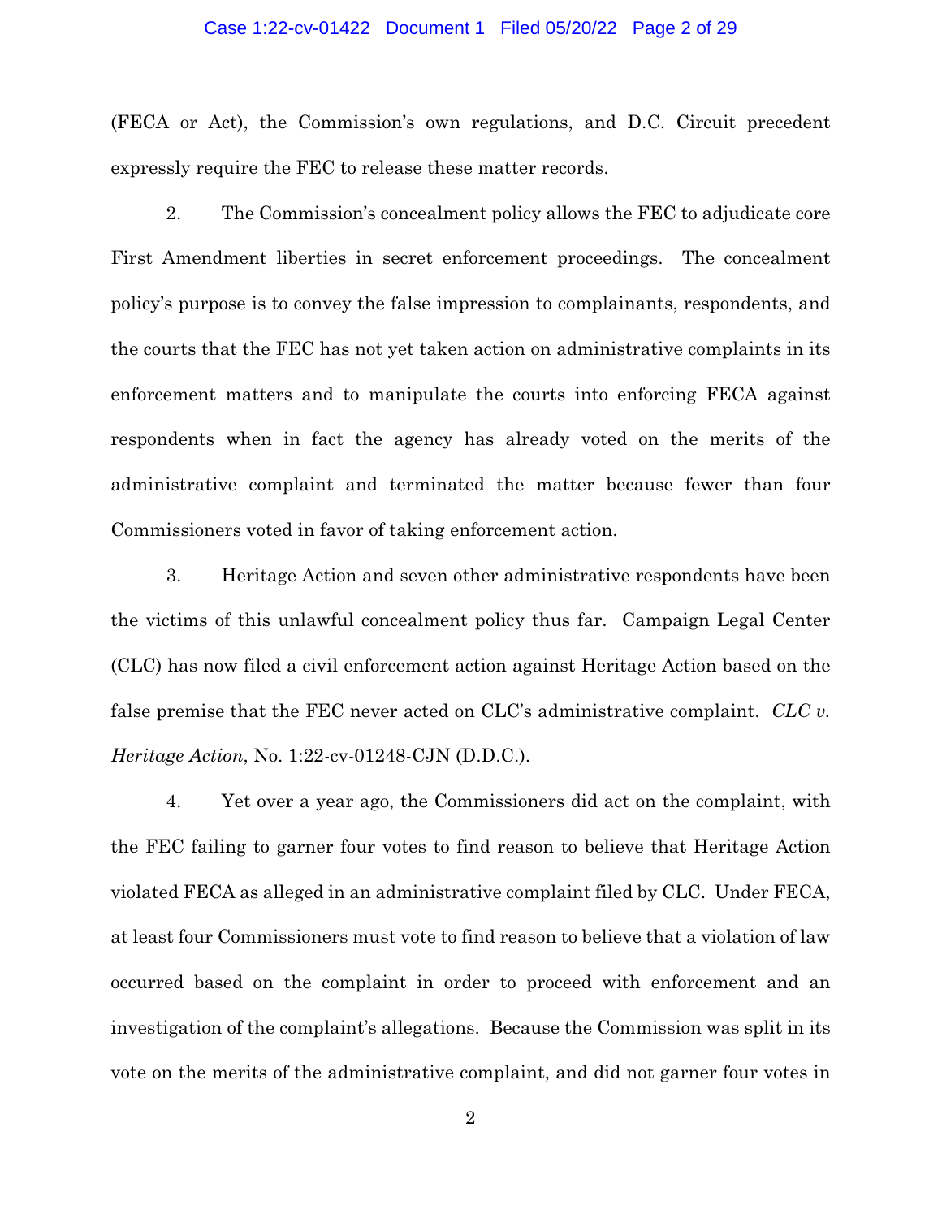(FECA or Act), the Commission's own regulations, and D.C. Circuit precedent expressly require the FEC to release these matter records.

2. The Commission's concealment policy allows the FEC to adjudicate core First Amendment liberties in secret enforcement proceedings. The concealment policy's purpose is to convey the false impression to complainants, respondents, and the courts that the FEC has not yet taken action on administrative complaints in its enforcement matters and to manipulate the courts into enforcing FECA against respondents when in fact the agency has already voted on the merits of the administrative complaint and terminated the matter because fewer than four Commissioners voted in favor of taking enforcement action.

3. Heritage Action and seven other administrative respondents have been the victims of this unlawful concealment policy thus far. Campaign Legal Center (CLC) has now filed a civil enforcement action against Heritage Action based on the false premise that the FEC never acted on CLC's administrative complaint. *CLC v. Heritage Action*, No. 1:22-cv-01248-CJN (D.D.C.).

4. Yet over a year ago, the Commissioners did act on the complaint, with the FEC failing to garner four votes to find reason to believe that Heritage Action violated FECA as alleged in an administrative complaint filed by CLC. Under FECA, at least four Commissioners must vote to find reason to believe that a violation of law occurred based on the complaint in order to proceed with enforcement and an investigation of the complaint's allegations. Because the Commission was split in its vote on the merits of the administrative complaint, and did not garner four votes in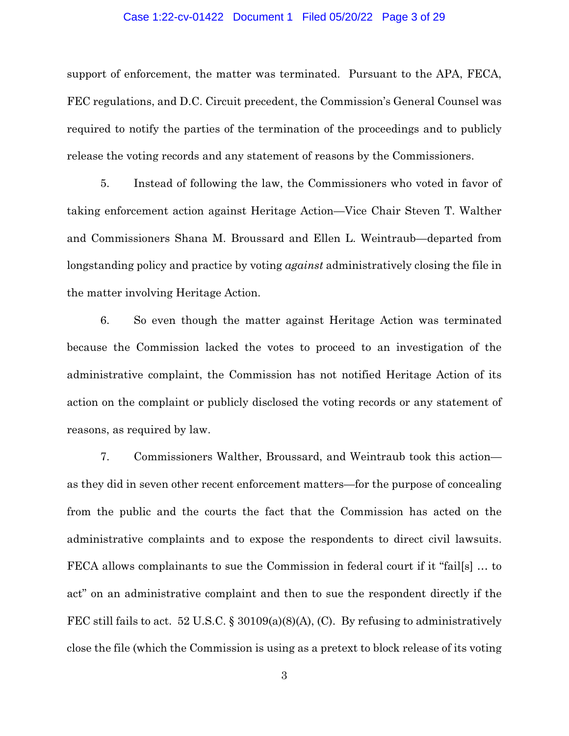support of enforcement, the matter was terminated. Pursuant to the APA, FECA, FEC regulations, and D.C. Circuit precedent, the Commission's General Counsel was required to notify the parties of the termination of the proceedings and to publicly release the voting records and any statement of reasons by the Commissioners.

5. Instead of following the law, the Commissioners who voted in favor of taking enforcement action against Heritage Action—Vice Chair Steven T. Walther and Commissioners Shana M. Broussard and Ellen L. Weintraub—departed from longstanding policy and practice by voting *against* administratively closing the file in the matter involving Heritage Action.

6. So even though the matter against Heritage Action was terminated because the Commission lacked the votes to proceed to an investigation of the administrative complaint, the Commission has not notified Heritage Action of its action on the complaint or publicly disclosed the voting records or any statement of reasons, as required by law.

7. Commissioners Walther, Broussard, and Weintraub took this action—as they did in seven other recent enforcement matters—for the purpose of concealing from the public and the courts the fact that the Commission has acted on the administrative complaints and to expose the respondents to direct civil lawsuits. FECA allows complainants to sue the Commission in federal court if it "fail[s] … to act" on an administrative complaint and then to sue the respondent directly if the FEC still fails to act. 52 U.S.C. § 30109(a)(8)(A), (C). By refusing to administratively close the file (which the Commission is using as a pretext to block release of its voting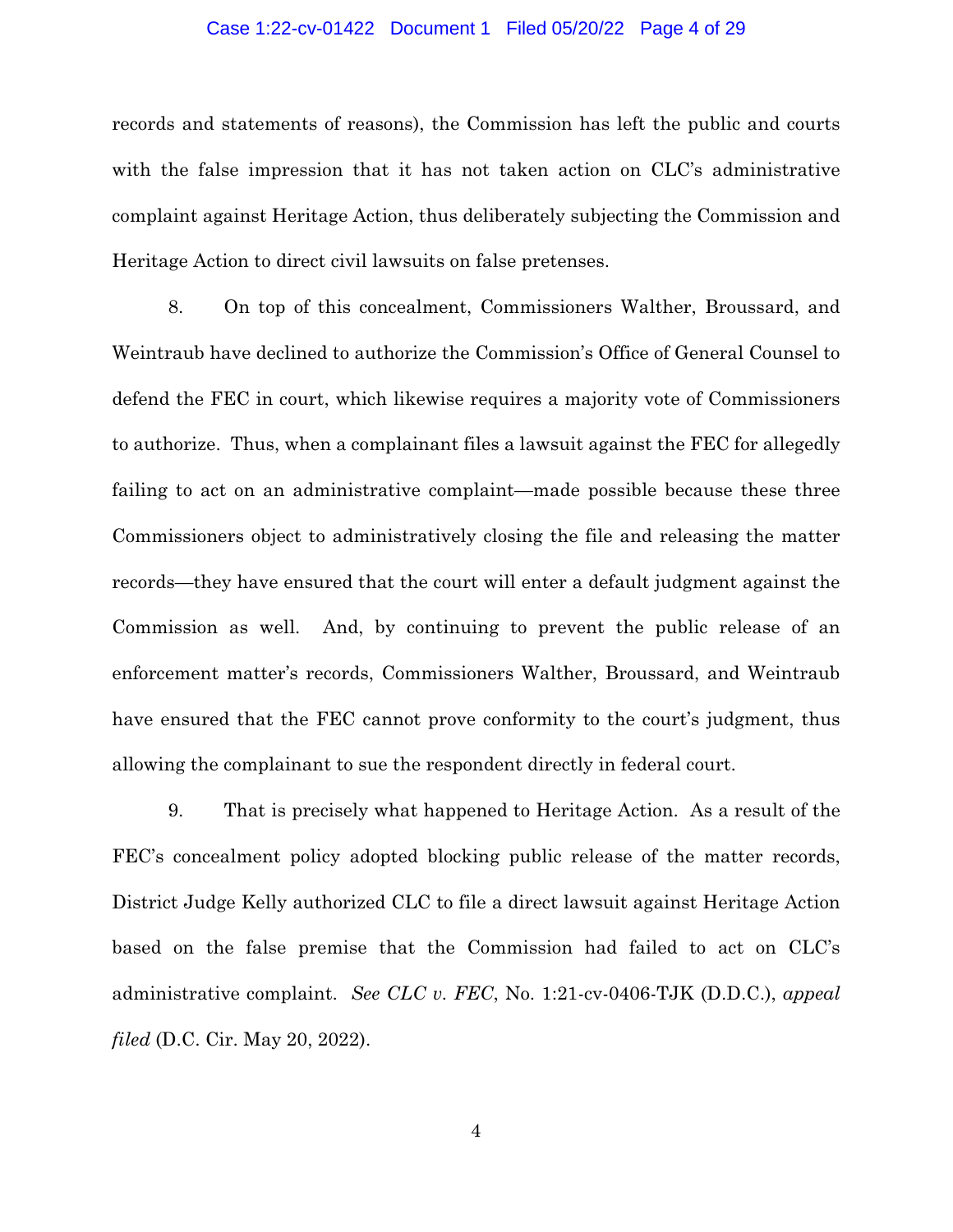records and statements of reasons), the Commission has left the public and courts with the false impression that it has not taken action on CLC's administrative complaint against Heritage Action, thus deliberately subjecting the Commission and Heritage Action to direct civil lawsuits on false pretenses.

8. On top of this concealment, Commissioners Walther, Broussard, and Weintraub have declined to authorize the Commission's Office of General Counsel to defend the FEC in court, which likewise requires a majority vote of Commissioners to authorize. Thus, when a complainant files a lawsuit against the FEC for allegedly failing to act on an administrative complaint—made possible because these three Commissioners object to administratively closing the file and releasing the matter records—they have ensured that the court will enter a default judgment against the Commission as well. And, by continuing to prevent the public release of an enforcement matter's records, Commissioners Walther, Broussard, and Weintraub have ensured that the FEC cannot prove conformity to the court's judgment, thus allowing the complainant to sue the respondent directly in federal court.

9. That is precisely what happened to Heritage Action. As a result of the FEC's concealment policy adopted blocking public release of the matter records, District Judge Kelly authorized CLC to file a direct lawsuit against Heritage Action based on the false premise that the Commission had failed to act on CLC's administrative complaint. *See CLC v. FEC*, No. 1:21-cv-0406-TJK (D.D.C.), *appeal filed* (D.C. Cir. May 20, 2022).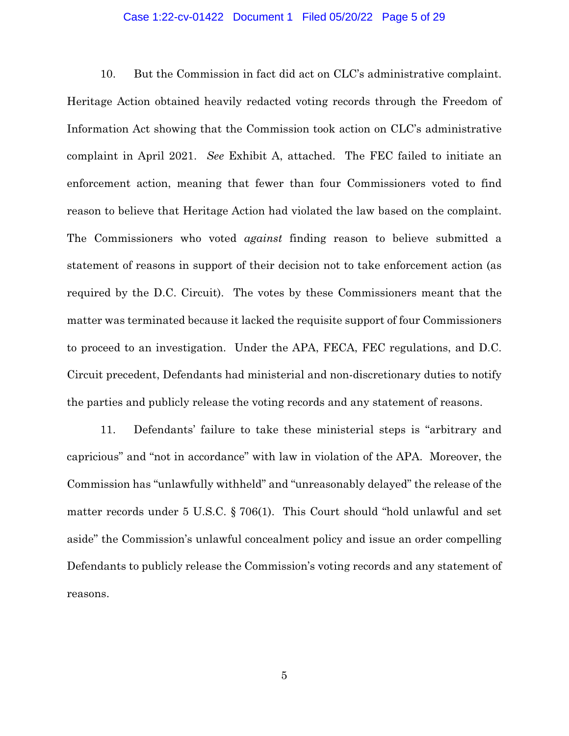10. But the Commission in fact did act on CLC's administrative complaint. Heritage Action obtained heavily redacted voting records through the Freedom of Information Act showing that the Commission took action on CLC's administrative complaint in April 2021. *See* Exhibit A, attached. The FEC failed to initiate an enforcement action, meaning that fewer than four Commissioners voted to find reason to believe that Heritage Action had violated the law based on the complaint. The Commissioners who voted *against* finding reason to believe submitted a statement of reasons in support of their decision not to take enforcement action (as required by the D.C. Circuit). The votes by these Commissioners meant that the matter was terminated because it lacked the requisite support of four Commissioners to proceed to an investigation. Under the APA, FECA, FEC regulations, and D.C. Circuit precedent, Defendants had ministerial and non-discretionary duties to notify the parties and publicly release the voting records and any statement of reasons.

11. Defendants' failure to take these ministerial steps is "arbitrary and capricious" and "not in accordance" with law in violation of the APA. Moreover, the Commission has "unlawfully withheld" and "unreasonably delayed" the release of the matter records under 5 U.S.C. § 706(1). This Court should "hold unlawful and set aside" the Commission's unlawful concealment policy and issue an order compelling Defendants to publicly release the Commission's voting records and any statement of reasons.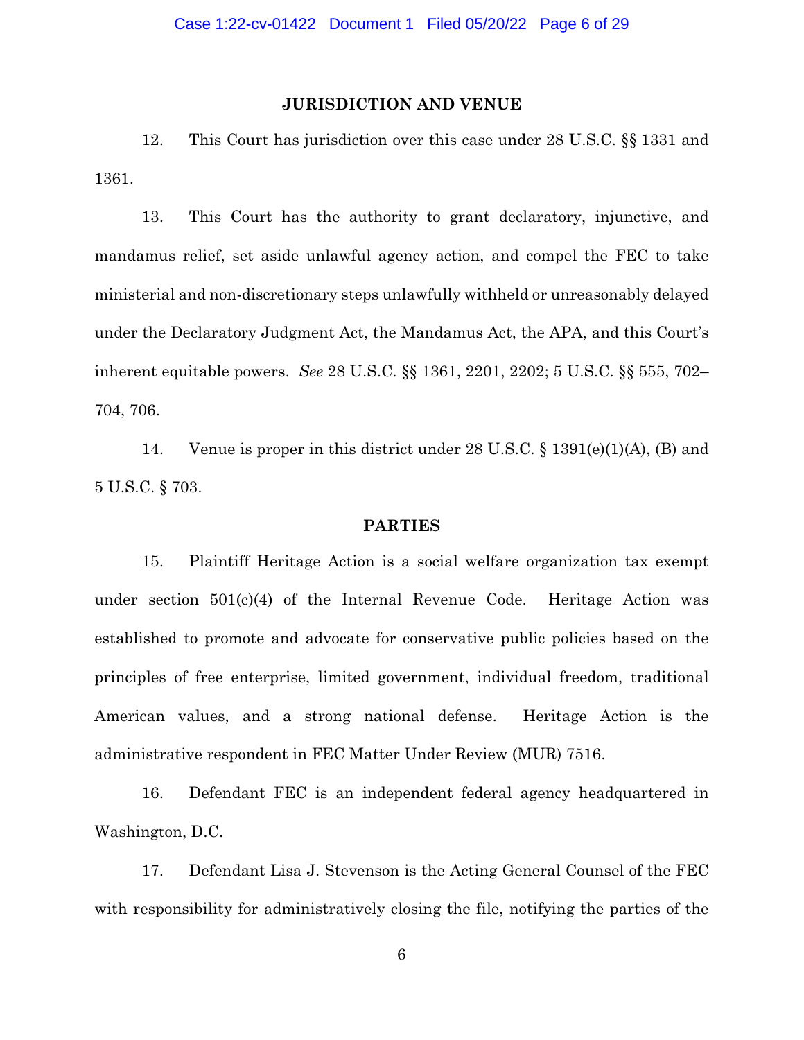## JURISDICTION AND VENUE

12. This Court has jurisdiction over this case under 28 U.S.C. §§ 1331 and 1361.

13. This Court has the authority to grant declaratory, injunctive, and mandamus relief, set aside unlawful agency action, and compel the FEC to take ministerial and non-discretionary steps unlawfully withheld or unreasonably delayed under the Declaratory Judgment Act, the Mandamus Act, the APA, and this Court's inherent equitable powers. *See* 28 U.S.C. §§ 1361, 2201, 2202; 5 U.S.C. §§ 555, 702–704, 706.

14. Venue is proper in this district under 28 U.S.C. § 1391(e)(1)(A), (B) and 5 U.S.C. § 703.

## PARTIES

15. Plaintiff Heritage Action is a social welfare organization tax exempt under section 501(c)(4) of the Internal Revenue Code. Heritage Action was established to promote and advocate for conservative public policies based on the principles of free enterprise, limited government, individual freedom, traditional American values, and a strong national defense. Heritage Action is the administrative respondent in FEC Matter Under Review (MUR) 7516.

16. Defendant FEC is an independent federal agency headquartered in Washington, D.C.

17. Defendant Lisa J. Stevenson is the Acting General Counsel of the FEC with responsibility for administratively closing the file, notifying the parties of the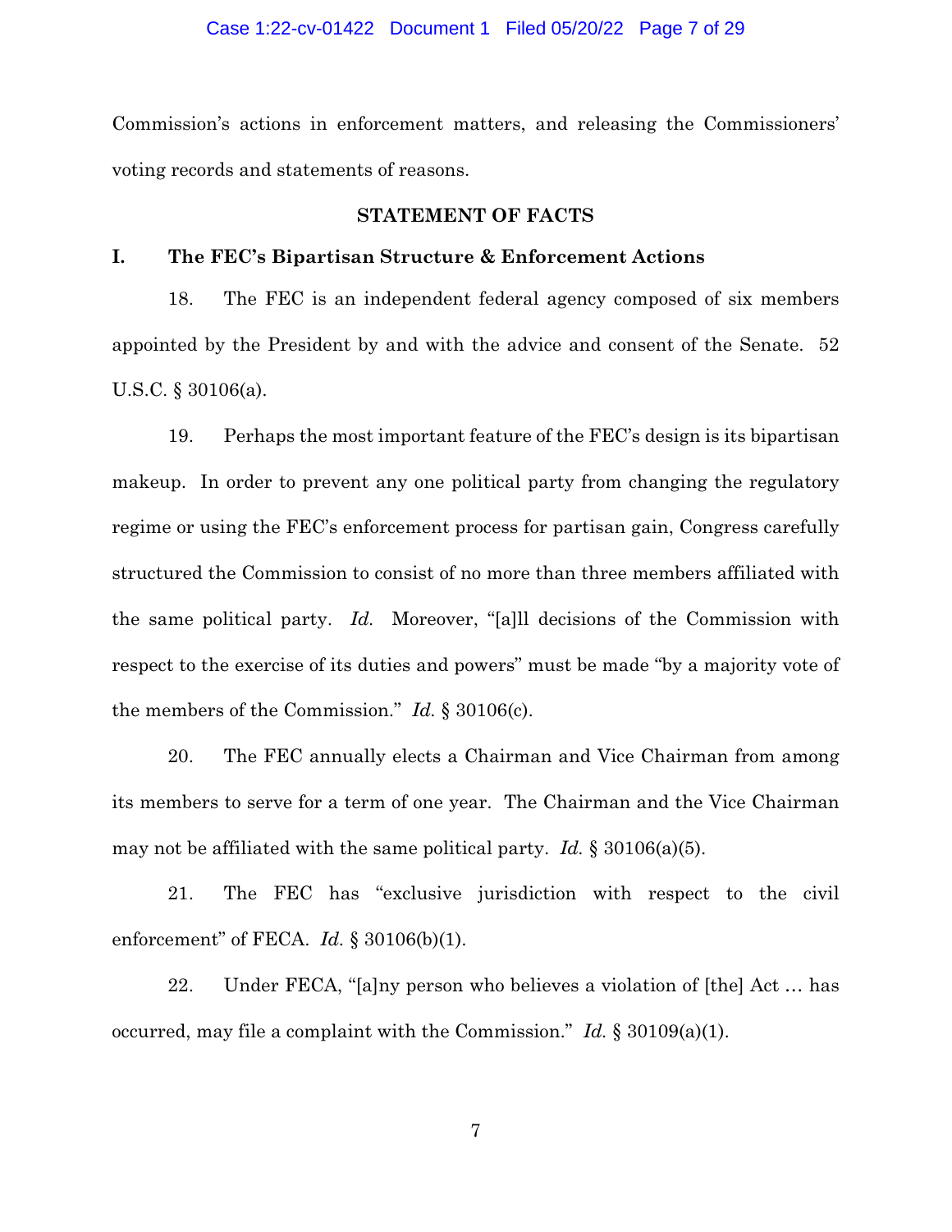Commission's actions in enforcement matters, and releasing the Commissioners' voting records and statements of reasons.

## STATEMENT OF FACTS

### I. The FEC's Bipartisan Structure & Enforcement Actions

18. The FEC is an independent federal agency composed of six members appointed by the President by and with the advice and consent of the Senate. 52 U.S.C. § 30106(a).

19. Perhaps the most important feature of the FEC's design is its bipartisan makeup. In order to prevent any one political party from changing the regulatory regime or using the FEC's enforcement process for partisan gain, Congress carefully structured the Commission to consist of no more than three members affiliated with the same political party. *Id.* Moreover, "[a]ll decisions of the Commission with respect to the exercise of its duties and powers" must be made "by a majority vote of the members of the Commission." *Id.* § 30106(c).

20. The FEC annually elects a Chairman and Vice Chairman from among its members to serve for a term of one year. The Chairman and the Vice Chairman may not be affiliated with the same political party. *Id.* § 30106(a)(5).

21. The FEC has "exclusive jurisdiction with respect to the civil enforcement" of FECA. *Id.* § 30106(b)(1).

22. Under FECA, "[a]ny person who believes a violation of [the] Act … has occurred, may file a complaint with the Commission." *Id.* § 30109(a)(1).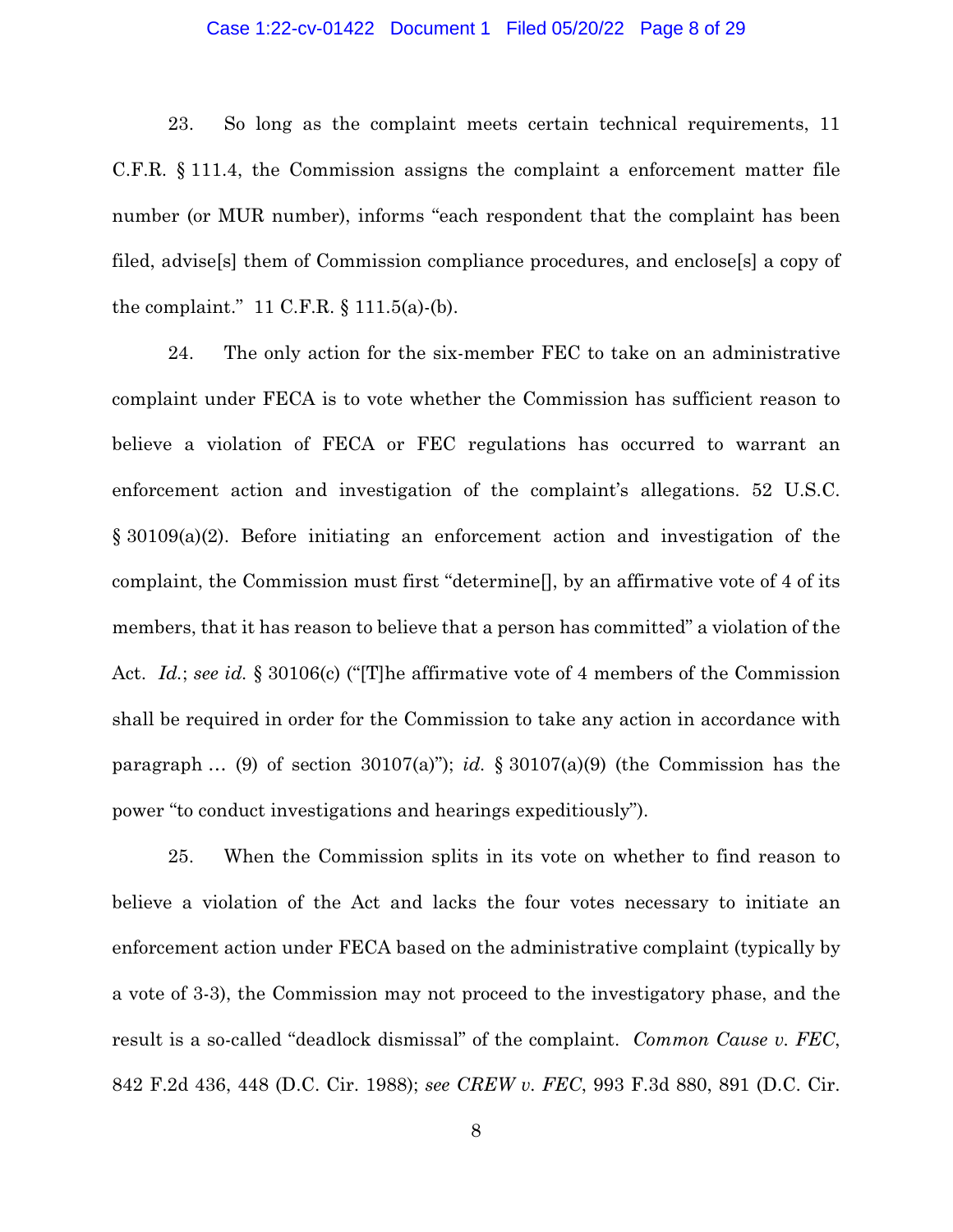23. So long as the complaint meets certain technical requirements, 11 C.F.R. § 111.4, the Commission assigns the complaint a enforcement matter file number (or MUR number), informs "each respondent that the complaint has been filed, advise[s] them of Commission compliance procedures, and enclose[s] a copy of the complaint." 11 C.F.R. § 111.5(a)-(b).

24. The only action for the six-member FEC to take on an administrative complaint under FECA is to vote whether the Commission has sufficient reason to believe a violation of FECA or FEC regulations has occurred to warrant an enforcement action and investigation of the complaint's allegations. 52 U.S.C. § 30109(a)(2). Before initiating an enforcement action and investigation of the complaint, the Commission must first "determine[], by an affirmative vote of 4 of its members, that it has reason to believe that a person has committed" a violation of the Act. *Id.*; *see id.* § 30106(c) ("[T]he affirmative vote of 4 members of the Commission shall be required in order for the Commission to take any action in accordance with paragraph … (9) of section 30107(a)"); *id.* § 30107(a)(9) (the Commission has the power "to conduct investigations and hearings expeditiously").

25. When the Commission splits in its vote on whether to find reason to believe a violation of the Act and lacks the four votes necessary to initiate an enforcement action under FECA based on the administrative complaint (typically by a vote of 3-3), the Commission may not proceed to the investigatory phase, and the result is a so-called "deadlock dismissal" of the complaint. *Common Cause v. FEC*, 842 F.2d 436, 448 (D.C. Cir. 1988); *see CREW v. FEC*, 993 F.3d 880, 891 (D.C. Cir.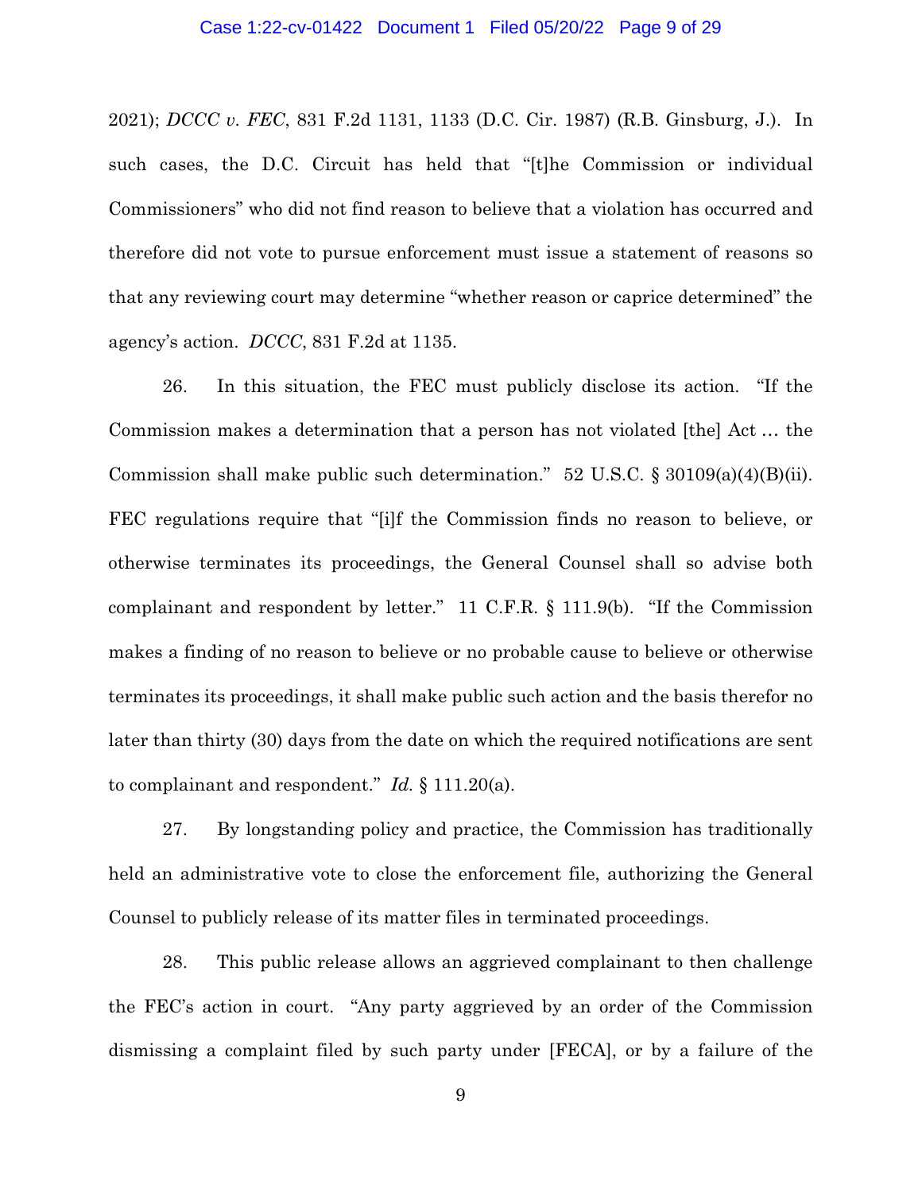2021); *DCCC v. FEC*, 831 F.2d 1131, 1133 (D.C. Cir. 1987) (R.B. Ginsburg, J.). In such cases, the D.C. Circuit has held that "[t]he Commission or individual Commissioners" who did not find reason to believe that a violation has occurred and therefore did not vote to pursue enforcement must issue a statement of reasons so that any reviewing court may determine "whether reason or caprice determined" the agency's action. *DCCC*, 831 F.2d at 1135.

26. In this situation, the FEC must publicly disclose its action. "If the Commission makes a determination that a person has not violated [the] Act … the Commission shall make public such determination." 52 U.S.C. § 30109(a)(4)(B)(ii). FEC regulations require that "[i]f the Commission finds no reason to believe, or otherwise terminates its proceedings, the General Counsel shall so advise both complainant and respondent by letter." 11 C.F.R. § 111.9(b). "If the Commission makes a finding of no reason to believe or no probable cause to believe or otherwise terminates its proceedings, it shall make public such action and the basis therefor no later than thirty (30) days from the date on which the required notifications are sent to complainant and respondent." *Id.* § 111.20(a).

27. By longstanding policy and practice, the Commission has traditionally held an administrative vote to close the enforcement file, authorizing the General Counsel to publicly release of its matter files in terminated proceedings.

28. This public release allows an aggrieved complainant to then challenge the FEC's action in court. "Any party aggrieved by an order of the Commission dismissing a complaint filed by such party under [FECA], or by a failure of the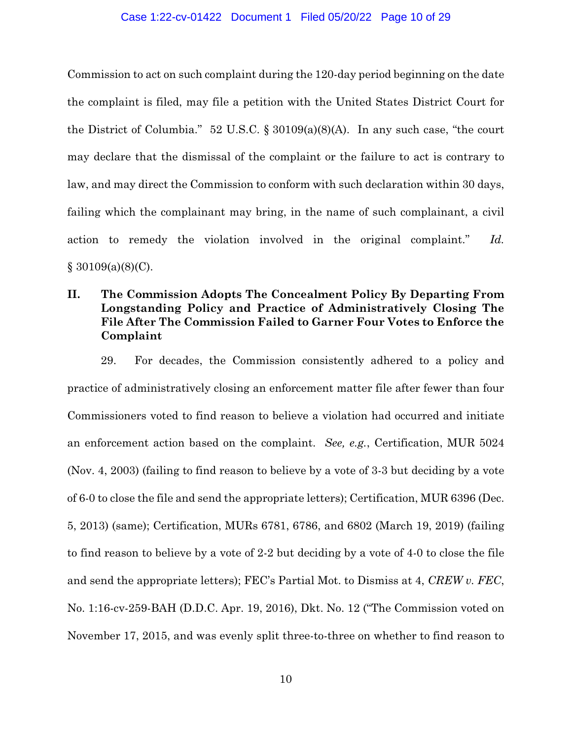Commission to act on such complaint during the 120-day period beginning on the date the complaint is filed, may file a petition with the United States District Court for the District of Columbia." 52 U.S.C. § 30109(a)(8)(A). In any such case, "the court may declare that the dismissal of the complaint or the failure to act is contrary to law, and may direct the Commission to conform with such declaration within 30 days, failing which the complainant may bring, in the name of such complainant, a civil action to remedy the violation involved in the original complaint." *Id.* § 30109(a)(8)(C).

## II. The Commission Adopts The Concealment Policy By Departing From Longstanding Policy and Practice of Administratively Closing The File After The Commission Failed to Garner Four Votes to Enforce the Complaint

29. For decades, the Commission consistently adhered to a policy and practice of administratively closing an enforcement matter file after fewer than four Commissioners voted to find reason to believe a violation had occurred and initiate an enforcement action based on the complaint. *See, e.g.*, Certification, MUR 5024 (Nov. 4, 2003) (failing to find reason to believe by a vote of 3-3 but deciding by a vote of 6-0 to close the file and send the appropriate letters); Certification, MUR 6396 (Dec. 5, 2013) (same); Certification, MURs 6781, 6786, and 6802 (March 19, 2019) (failing to find reason to believe by a vote of 2-2 but deciding by a vote of 4-0 to close the file and send the appropriate letters); FEC's Partial Mot. to Dismiss at 4, *CREW v. FEC*, No. 1:16-cv-259-BAH (D.D.C. Apr. 19, 2016), Dkt. No. 12 ("The Commission voted on November 17, 2015, and was evenly split three-to-three on whether to find reason to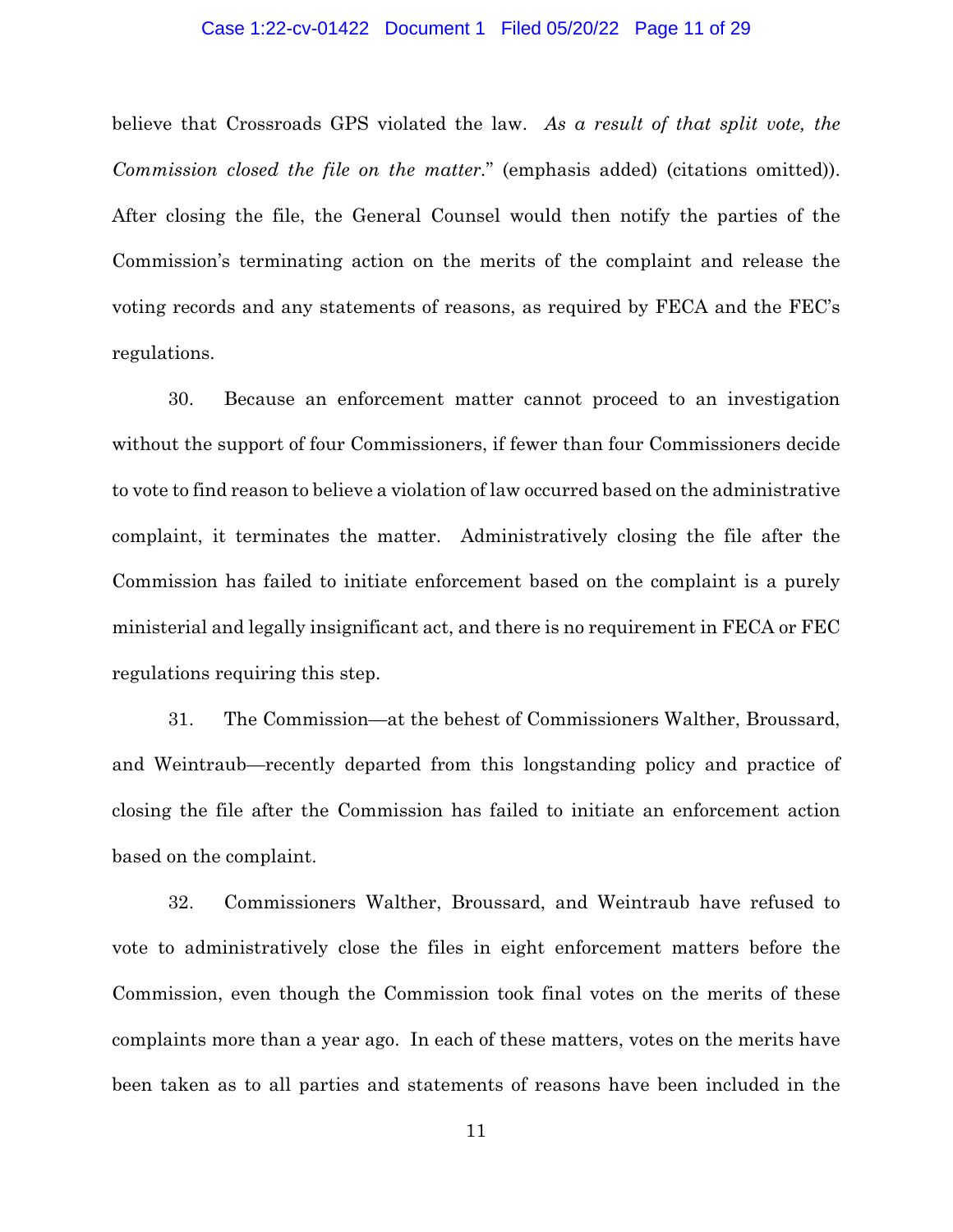believe that Crossroads GPS violated the law. *As a result of that split vote, the Commission closed the file on the matter*." (emphasis added) (citations omitted)). After closing the file, the General Counsel would then notify the parties of the Commission's terminating action on the merits of the complaint and release the voting records and any statements of reasons, as required by FECA and the FEC's regulations.

30. Because an enforcement matter cannot proceed to an investigation without the support of four Commissioners, if fewer than four Commissioners decide to vote to find reason to believe a violation of law occurred based on the administrative complaint, it terminates the matter. Administratively closing the file after the Commission has failed to initiate enforcement based on the complaint is a purely ministerial and legally insignificant act, and there is no requirement in FECA or FEC regulations requiring this step.

31. The Commission—at the behest of Commissioners Walther, Broussard, and Weintraub—recently departed from this longstanding policy and practice of closing the file after the Commission has failed to initiate an enforcement action based on the complaint.

32. Commissioners Walther, Broussard, and Weintraub have refused to vote to administratively close the files in eight enforcement matters before the Commission, even though the Commission took final votes on the merits of these complaints more than a year ago. In each of these matters, votes on the merits have been taken as to all parties and statements of reasons have been included in the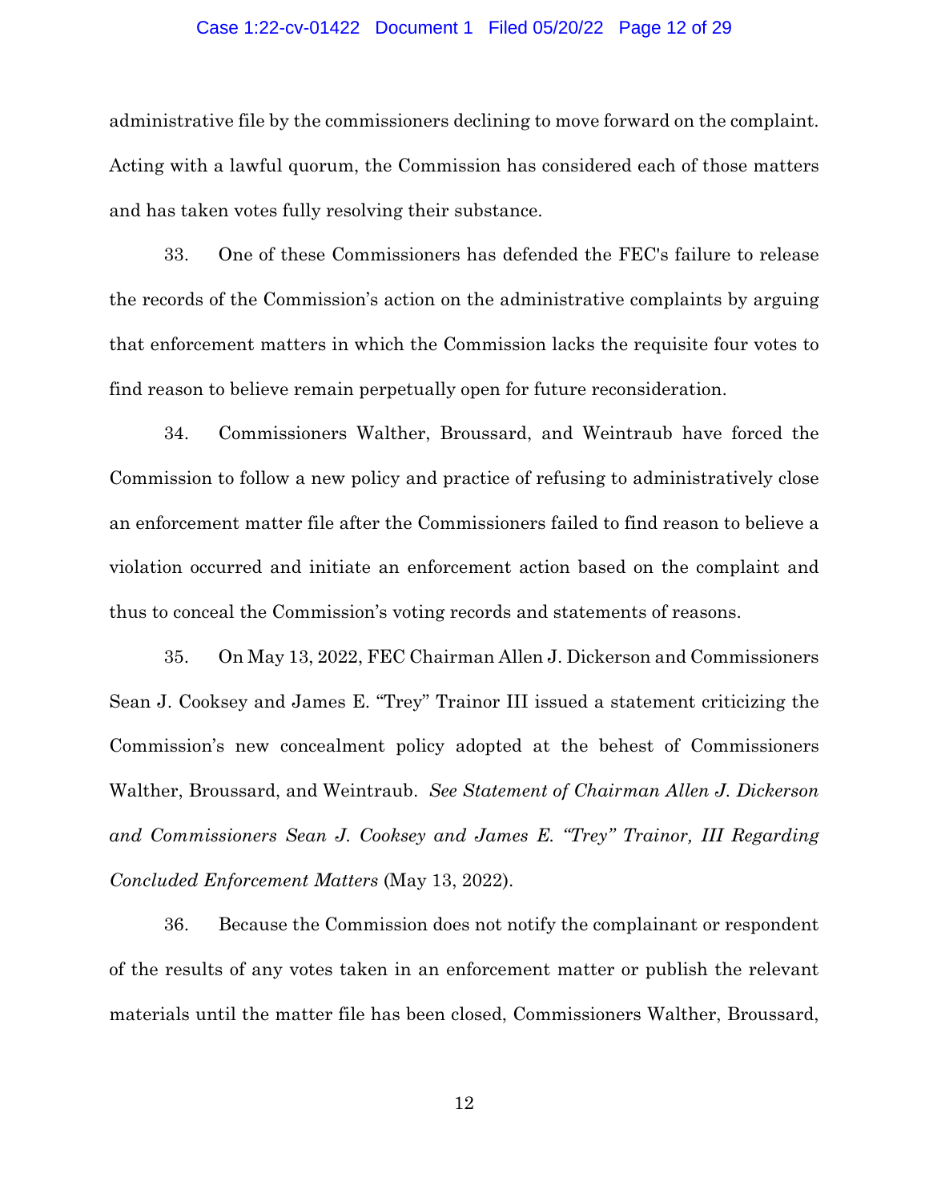administrative file by the commissioners declining to move forward on the complaint. Acting with a lawful quorum, the Commission has considered each of those matters and has taken votes fully resolving their substance.

33. One of these Commissioners has defended the FEC's failure to release the records of the Commission's action on the administrative complaints by arguing that enforcement matters in which the Commission lacks the requisite four votes to find reason to believe remain perpetually open for future reconsideration.

34. Commissioners Walther, Broussard, and Weintraub have forced the Commission to follow a new policy and practice of refusing to administratively close an enforcement matter file after the Commissioners failed to find reason to believe a violation occurred and initiate an enforcement action based on the complaint and thus to conceal the Commission's voting records and statements of reasons.

35. On May 13, 2022, FEC Chairman Allen J. Dickerson and Commissioners Sean J. Cooksey and James E. "Trey" Trainor III issued a statement criticizing the Commission's new concealment policy adopted at the behest of Commissioners Walther, Broussard, and Weintraub. *See Statement of Chairman Allen J. Dickerson and Commissioners Sean J. Cooksey and James E. "Trey" Trainor, III Regarding Concluded Enforcement Matters* (May 13, 2022).

36. Because the Commission does not notify the complainant or respondent of the results of any votes taken in an enforcement matter or publish the relevant materials until the matter file has been closed, Commissioners Walther, Broussard,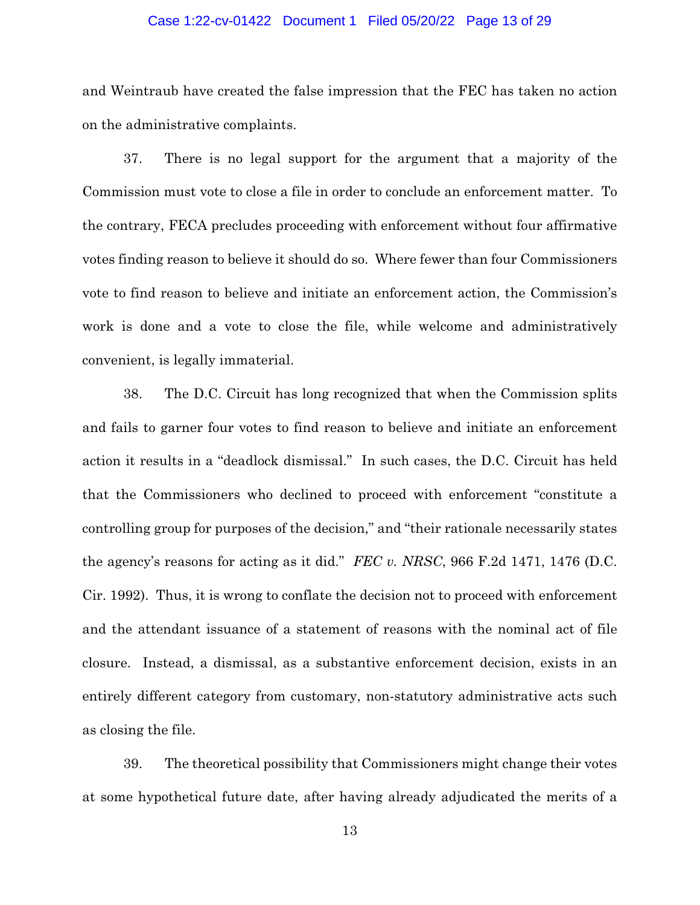and Weintraub have created the false impression that the FEC has taken no action on the administrative complaints.

37. There is no legal support for the argument that a majority of the Commission must vote to close a file in order to conclude an enforcement matter. To the contrary, FECA precludes proceeding with enforcement without four affirmative votes finding reason to believe it should do so. Where fewer than four Commissioners vote to find reason to believe and initiate an enforcement action, the Commission's work is done and a vote to close the file, while welcome and administratively convenient, is legally immaterial.

38. The D.C. Circuit has long recognized that when the Commission splits and fails to garner four votes to find reason to believe and initiate an enforcement action it results in a "deadlock dismissal." In such cases, the D.C. Circuit has held that the Commissioners who declined to proceed with enforcement "constitute a controlling group for purposes of the decision," and "their rationale necessarily states the agency's reasons for acting as it did." *FEC v. NRSC*, 966 F.2d 1471, 1476 (D.C. Cir. 1992). Thus, it is wrong to conflate the decision not to proceed with enforcement and the attendant issuance of a statement of reasons with the nominal act of file closure. Instead, a dismissal, as a substantive enforcement decision, exists in an entirely different category from customary, non-statutory administrative acts such as closing the file.

39. The theoretical possibility that Commissioners might change their votes at some hypothetical future date, after having already adjudicated the merits of a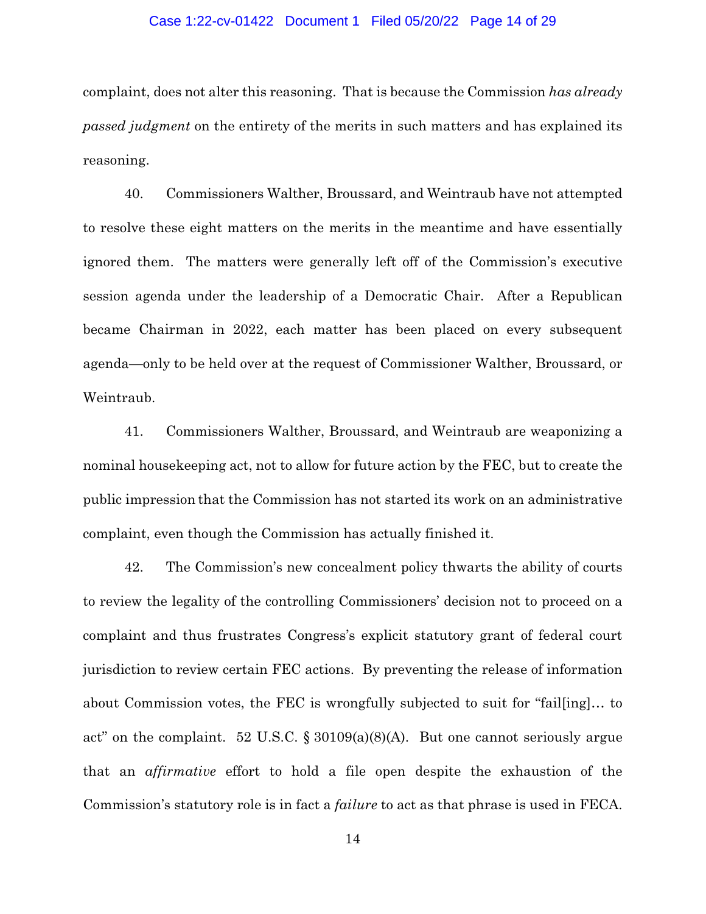complaint, does not alter this reasoning. That is because the Commission *has already passed judgment* on the entirety of the merits in such matters and has explained its reasoning.

40. Commissioners Walther, Broussard, and Weintraub have not attempted to resolve these eight matters on the merits in the meantime and have essentially ignored them. The matters were generally left off of the Commission's executive session agenda under the leadership of a Democratic Chair. After a Republican became Chairman in 2022, each matter has been placed on every subsequent agenda—only to be held over at the request of Commissioner Walther, Broussard, or Weintraub.

41. Commissioners Walther, Broussard, and Weintraub are weaponizing a nominal housekeeping act, not to allow for future action by the FEC, but to create the public impression that the Commission has not started its work on an administrative complaint, even though the Commission has actually finished it.

42. The Commission's new concealment policy thwarts the ability of courts to review the legality of the controlling Commissioners' decision not to proceed on a complaint and thus frustrates Congress's explicit statutory grant of federal court jurisdiction to review certain FEC actions. By preventing the release of information about Commission votes, the FEC is wrongfully subjected to suit for "fail[ing]… to act" on the complaint. 52 U.S.C. § 30109(a)(8)(A). But one cannot seriously argue that an *affirmative* effort to hold a file open despite the exhaustion of the Commission's statutory role is in fact a *failure* to act as that phrase is used in FECA.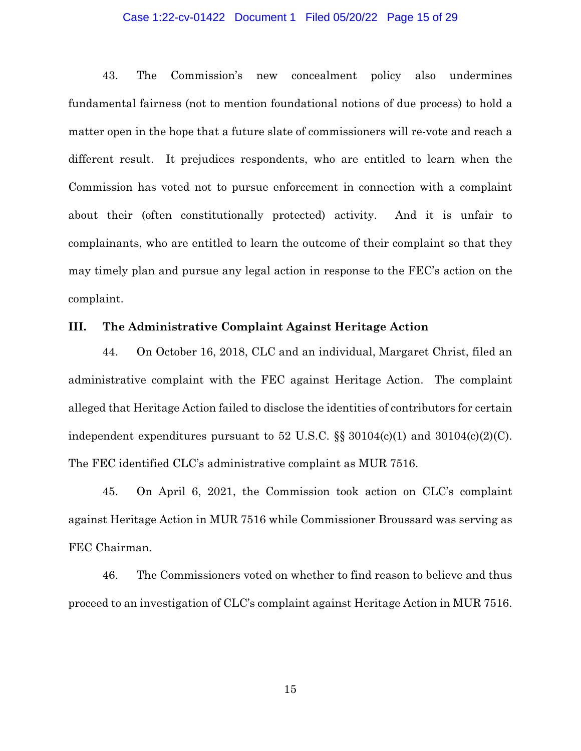43. The Commission's new concealment policy also undermines fundamental fairness (not to mention foundational notions of due process) to hold a matter open in the hope that a future slate of commissioners will re-vote and reach a different result. It prejudices respondents, who are entitled to learn when the Commission has voted not to pursue enforcement in connection with a complaint about their (often constitutionally protected) activity. And it is unfair to complainants, who are entitled to learn the outcome of their complaint so that they may timely plan and pursue any legal action in response to the FEC's action on the complaint.

## III. The Administrative Complaint Against Heritage Action

44. On October 16, 2018, CLC and an individual, Margaret Christ, filed an administrative complaint with the FEC against Heritage Action. The complaint alleged that Heritage Action failed to disclose the identities of contributors for certain independent expenditures pursuant to 52 U.S.C. §§ 30104(c)(1) and 30104(c)(2)(C). The FEC identified CLC's administrative complaint as MUR 7516.

45. On April 6, 2021, the Commission took action on CLC's complaint against Heritage Action in MUR 7516 while Commissioner Broussard was serving as FEC Chairman.

46. The Commissioners voted on whether to find reason to believe and thus proceed to an investigation of CLC's complaint against Heritage Action in MUR 7516.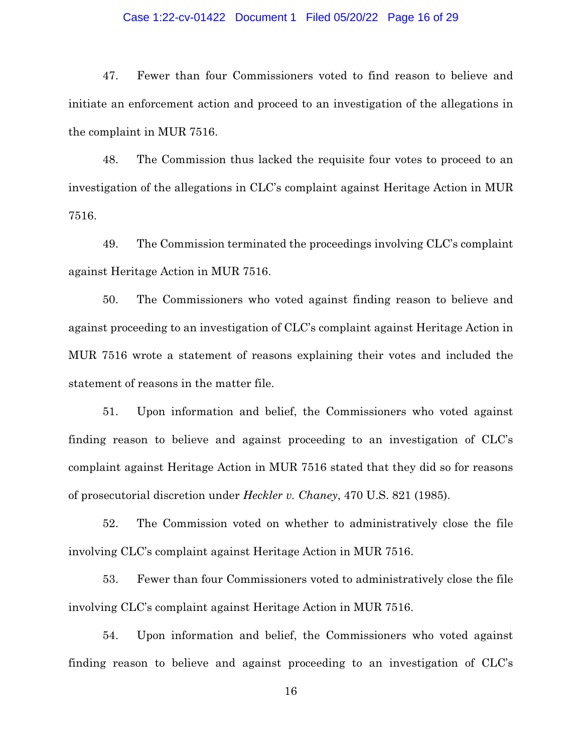47. Fewer than four Commissioners voted to find reason to believe and initiate an enforcement action and proceed to an investigation of the allegations in the complaint in MUR 7516.

48. The Commission thus lacked the requisite four votes to proceed to an investigation of the allegations in CLC's complaint against Heritage Action in MUR 7516.

49. The Commission terminated the proceedings involving CLC's complaint against Heritage Action in MUR 7516.

50. The Commissioners who voted against finding reason to believe and against proceeding to an investigation of CLC's complaint against Heritage Action in MUR 7516 wrote a statement of reasons explaining their votes and included the statement of reasons in the matter file.

51. Upon information and belief, the Commissioners who voted against finding reason to believe and against proceeding to an investigation of CLC's complaint against Heritage Action in MUR 7516 stated that they did so for reasons of prosecutorial discretion under *Heckler v. Chaney*, 470 U.S. 821 (1985).

52. The Commission voted on whether to administratively close the file involving CLC's complaint against Heritage Action in MUR 7516.

53. Fewer than four Commissioners voted to administratively close the file involving CLC's complaint against Heritage Action in MUR 7516.

54. Upon information and belief, the Commissioners who voted against finding reason to believe and against proceeding to an investigation of CLC's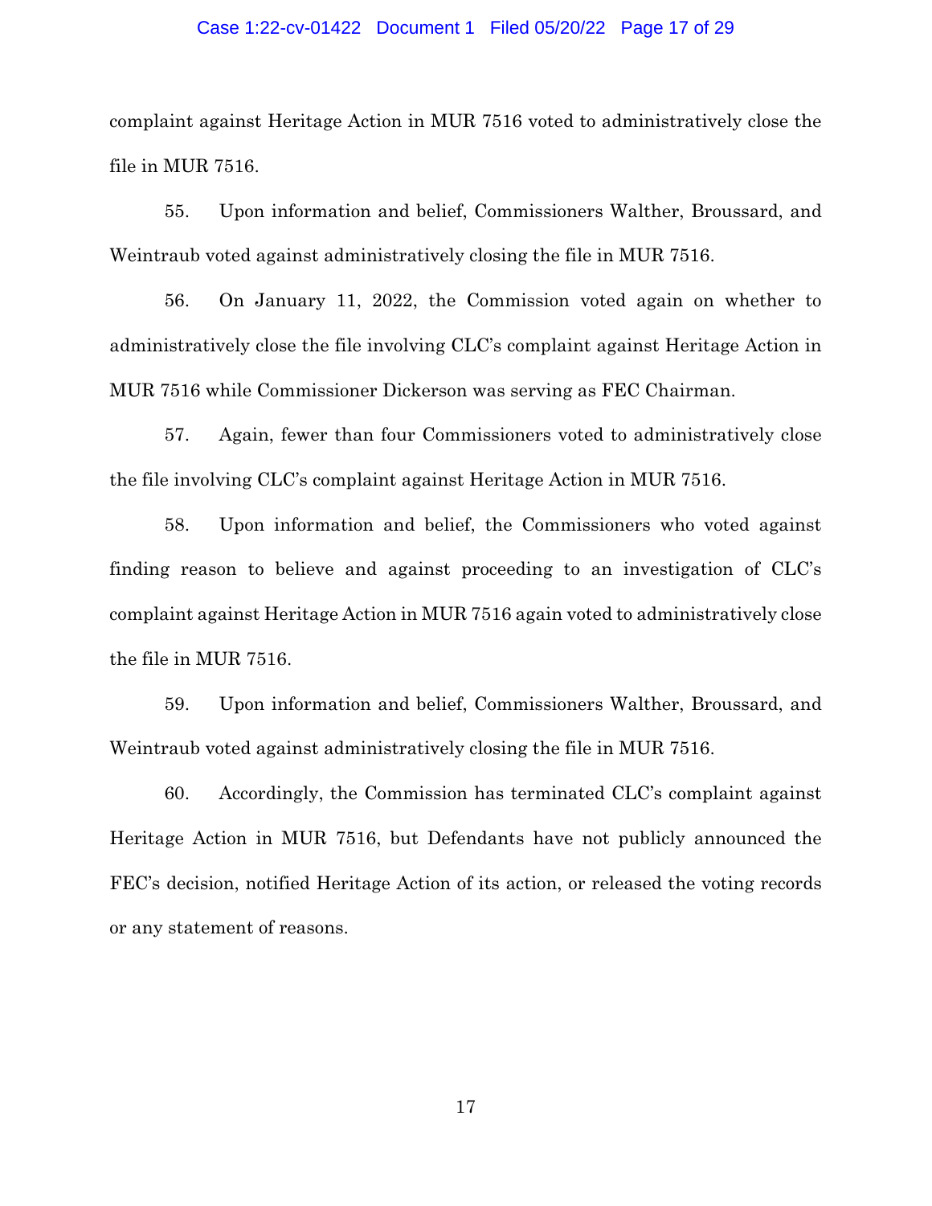complaint against Heritage Action in MUR 7516 voted to administratively close the file in MUR 7516.

55. Upon information and belief, Commissioners Walther, Broussard, and Weintraub voted against administratively closing the file in MUR 7516.

56. On January 11, 2022, the Commission voted again on whether to administratively close the file involving CLC's complaint against Heritage Action in MUR 7516 while Commissioner Dickerson was serving as FEC Chairman.

57. Again, fewer than four Commissioners voted to administratively close the file involving CLC's complaint against Heritage Action in MUR 7516.

58. Upon information and belief, the Commissioners who voted against finding reason to believe and against proceeding to an investigation of CLC's complaint against Heritage Action in MUR 7516 again voted to administratively close the file in MUR 7516.

59. Upon information and belief, Commissioners Walther, Broussard, and Weintraub voted against administratively closing the file in MUR 7516.

60. Accordingly, the Commission has terminated CLC's complaint against Heritage Action in MUR 7516, but Defendants have not publicly announced the FEC's decision, notified Heritage Action of its action, or released the voting records or any statement of reasons.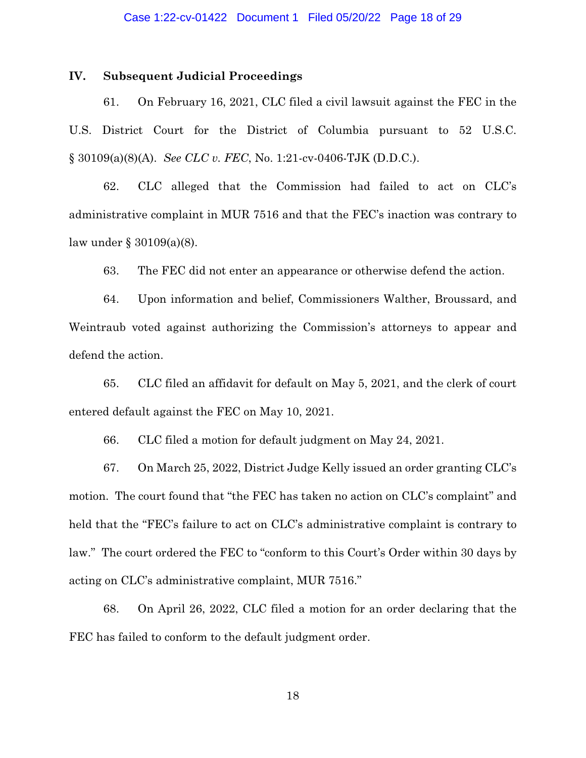## IV. Subsequent Judicial Proceedings

61. On February 16, 2021, CLC filed a civil lawsuit against the FEC in the U.S. District Court for the District of Columbia pursuant to 52 U.S.C. § 30109(a)(8)(A). *See CLC v. FEC*, No. 1:21-cv-0406-TJK (D.D.C.).

62. CLC alleged that the Commission had failed to act on CLC's administrative complaint in MUR 7516 and that the FEC's inaction was contrary to law under § 30109(a)(8).

63. The FEC did not enter an appearance or otherwise defend the action.

64. Upon information and belief, Commissioners Walther, Broussard, and Weintraub voted against authorizing the Commission's attorneys to appear and defend the action.

65. CLC filed an affidavit for default on May 5, 2021, and the clerk of court entered default against the FEC on May 10, 2021.

66. CLC filed a motion for default judgment on May 24, 2021.

67. On March 25, 2022, District Judge Kelly issued an order granting CLC's motion. The court found that "the FEC has taken no action on CLC's complaint" and held that the "FEC's failure to act on CLC's administrative complaint is contrary to law." The court ordered the FEC to "conform to this Court's Order within 30 days by acting on CLC's administrative complaint, MUR 7516."

68. On April 26, 2022, CLC filed a motion for an order declaring that the FEC has failed to conform to the default judgment order.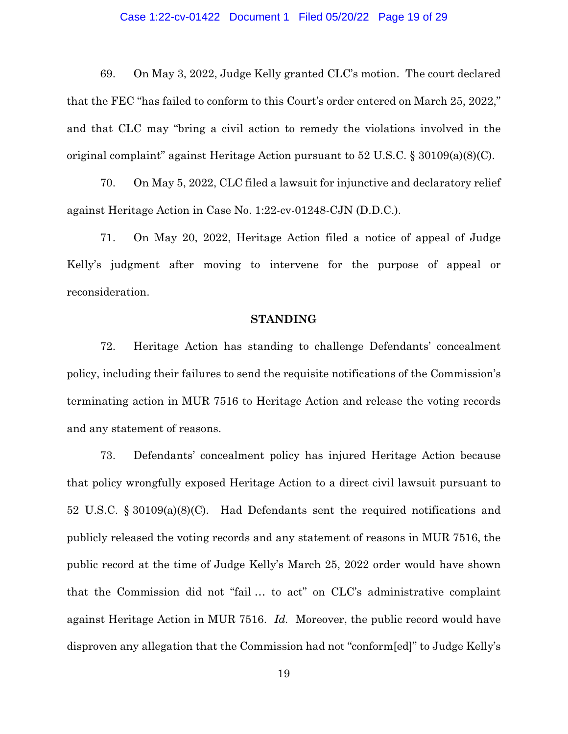69. On May 3, 2022, Judge Kelly granted CLC's motion. The court declared that the FEC "has failed to conform to this Court's order entered on March 25, 2022," and that CLC may "bring a civil action to remedy the violations involved in the original complaint" against Heritage Action pursuant to 52 U.S.C. § 30109(a)(8)(C).

70. On May 5, 2022, CLC filed a lawsuit for injunctive and declaratory relief against Heritage Action in Case No. 1:22-cv-01248-CJN (D.D.C.).

71. On May 20, 2022, Heritage Action filed a notice of appeal of Judge Kelly's judgment after moving to intervene for the purpose of appeal or reconsideration.

## STANDING

72. Heritage Action has standing to challenge Defendants' concealment policy, including their failures to send the requisite notifications of the Commission's terminating action in MUR 7516 to Heritage Action and release the voting records and any statement of reasons.

73. Defendants' concealment policy has injured Heritage Action because that policy wrongfully exposed Heritage Action to a direct civil lawsuit pursuant to 52 U.S.C. § 30109(a)(8)(C). Had Defendants sent the required notifications and publicly released the voting records and any statement of reasons in MUR 7516, the public record at the time of Judge Kelly's March 25, 2022 order would have shown that the Commission did not "fail … to act" on CLC's administrative complaint against Heritage Action in MUR 7516. *Id.* Moreover, the public record would have disproven any allegation that the Commission had not "conform[ed]" to Judge Kelly's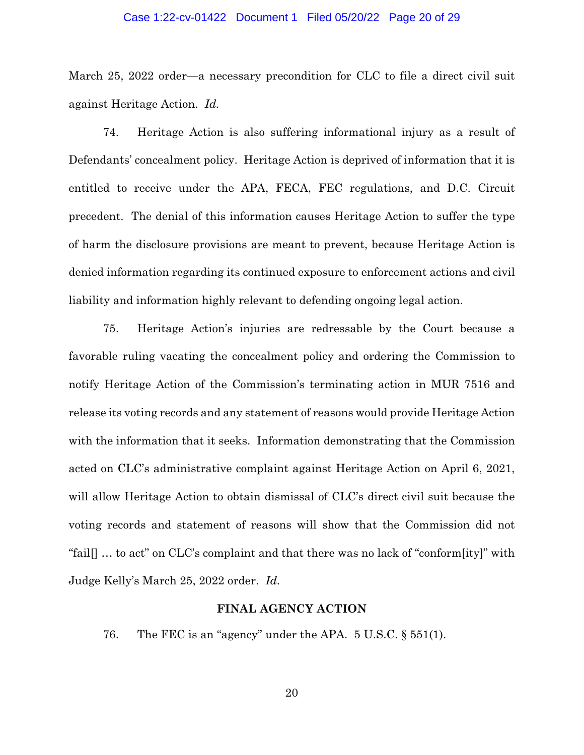March 25, 2022 order—a necessary precondition for CLC to file a direct civil suit against Heritage Action. *Id.*

74. Heritage Action is also suffering informational injury as a result of Defendants' concealment policy. Heritage Action is deprived of information that it is entitled to receive under the APA, FECA, FEC regulations, and D.C. Circuit precedent. The denial of this information causes Heritage Action to suffer the type of harm the disclosure provisions are meant to prevent, because Heritage Action is denied information regarding its continued exposure to enforcement actions and civil liability and information highly relevant to defending ongoing legal action.

75. Heritage Action's injuries are redressable by the Court because a favorable ruling vacating the concealment policy and ordering the Commission to notify Heritage Action of the Commission's terminating action in MUR 7516 and release its voting records and any statement of reasons would provide Heritage Action with the information that it seeks. Information demonstrating that the Commission acted on CLC's administrative complaint against Heritage Action on April 6, 2021, will allow Heritage Action to obtain dismissal of CLC's direct civil suit because the voting records and statement of reasons will show that the Commission did not "fail[] … to act" on CLC's complaint and that there was no lack of "conform[ity]" with Judge Kelly's March 25, 2022 order. *Id.*

**FINAL AGENCY ACTION**

76. The FEC is an "agency" under the APA. 5 U.S.C. § 551(1).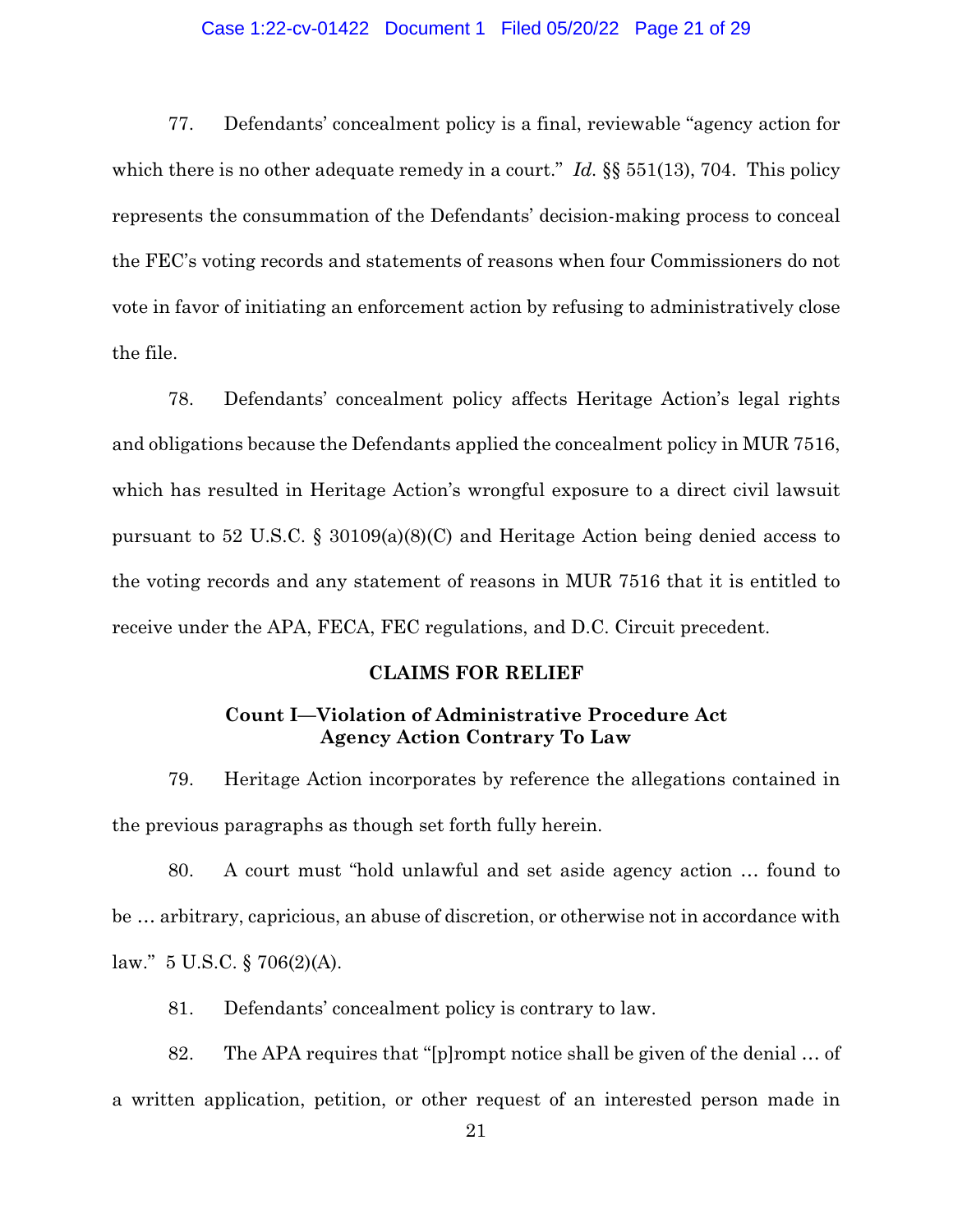77. Defendants' concealment policy is a final, reviewable "agency action for which there is no other adequate remedy in a court." *Id.* §§ 551(13), 704. This policy represents the consummation of the Defendants' decision-making process to conceal the FEC's voting records and statements of reasons when four Commissioners do not vote in favor of initiating an enforcement action by refusing to administratively close the file.

78. Defendants' concealment policy affects Heritage Action's legal rights and obligations because the Defendants applied the concealment policy in MUR 7516, which has resulted in Heritage Action's wrongful exposure to a direct civil lawsuit pursuant to 52 U.S.C. § 30109(a)(8)(C) and Heritage Action being denied access to the voting records and any statement of reasons in MUR 7516 that it is entitled to receive under the APA, FECA, FEC regulations, and D.C. Circuit precedent.

## CLAIMS FOR RELIEF

### Count I—Violation of Administrative Procedure Act Agency Action Contrary To Law

79. Heritage Action incorporates by reference the allegations contained in the previous paragraphs as though set forth fully herein.

80. A court must "hold unlawful and set aside agency action … found to be … arbitrary, capricious, an abuse of discretion, or otherwise not in accordance with law." 5 U.S.C. § 706(2)(A).

81. Defendants' concealment policy is contrary to law.

82. The APA requires that "[p]rompt notice shall be given of the denial … of a written application, petition, or other request of an interested person made in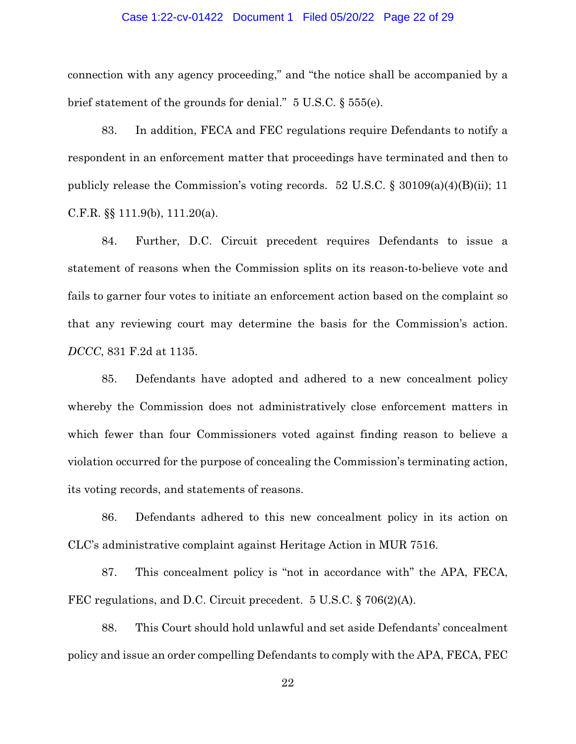connection with any agency proceeding," and "the notice shall be accompanied by a brief statement of the grounds for denial." 5 U.S.C. § 555(e).

83. In addition, FECA and FEC regulations require Defendants to notify a respondent in an enforcement matter that proceedings have terminated and then to publicly release the Commission's voting records. 52 U.S.C. § 30109(a)(4)(B)(ii); 11 C.F.R. §§ 111.9(b), 111.20(a).

84. Further, D.C. Circuit precedent requires Defendants to issue a statement of reasons when the Commission splits on its reason-to-believe vote and fails to garner four votes to initiate an enforcement action based on the complaint so that any reviewing court may determine the basis for the Commission's action. *DCCC*, 831 F.2d at 1135.

85. Defendants have adopted and adhered to a new concealment policy whereby the Commission does not administratively close enforcement matters in which fewer than four Commissioners voted against finding reason to believe a violation occurred for the purpose of concealing the Commission's terminating action, its voting records, and statements of reasons.

86. Defendants adhered to this new concealment policy in its action on CLC's administrative complaint against Heritage Action in MUR 7516.

87. This concealment policy is "not in accordance with" the APA, FECA, FEC regulations, and D.C. Circuit precedent. 5 U.S.C. § 706(2)(A).

88. This Court should hold unlawful and set aside Defendants' concealment policy and issue an order compelling Defendants to comply with the APA, FECA, FEC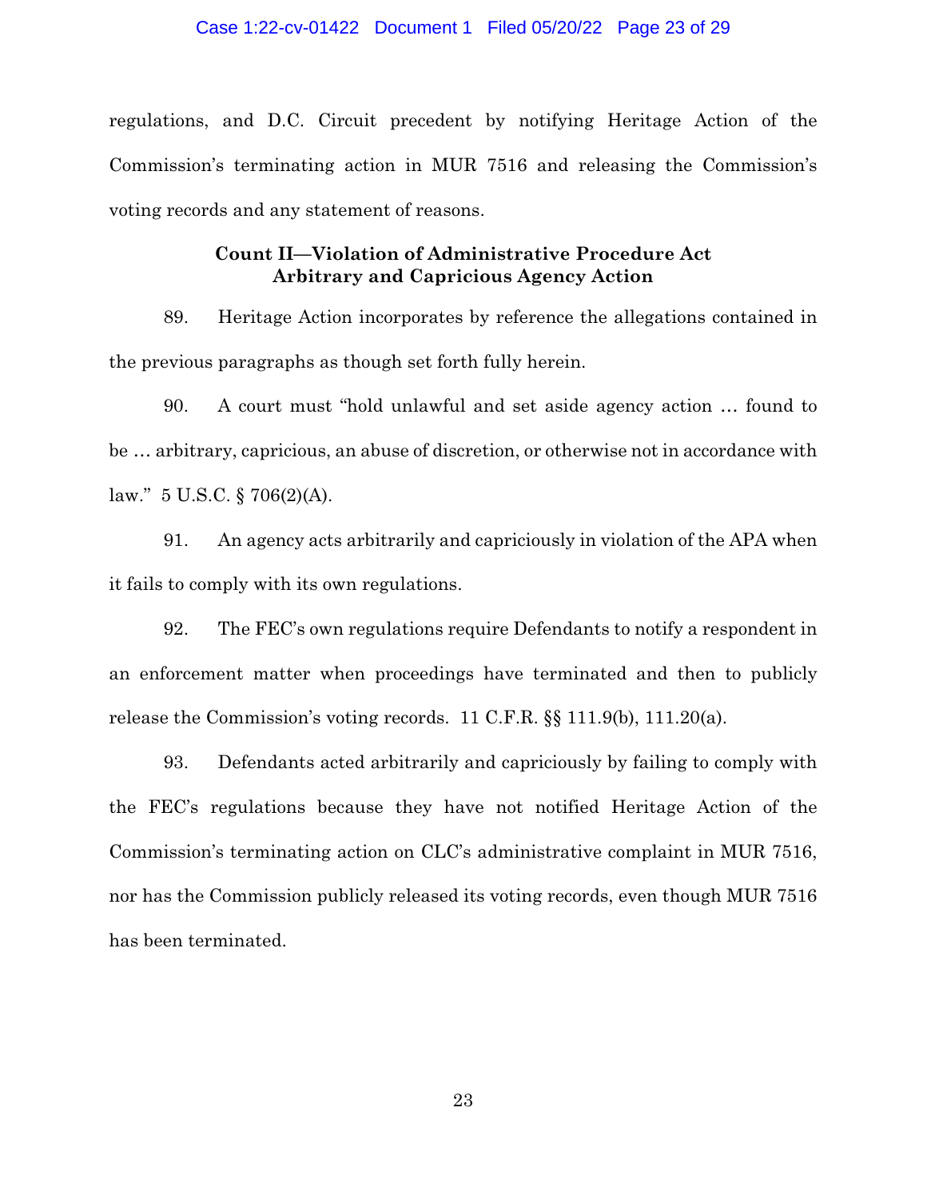regulations, and D.C. Circuit precedent by notifying Heritage Action of the Commission's terminating action in MUR 7516 and releasing the Commission's voting records and any statement of reasons.

**Count II—Violation of Administrative Procedure Act**
**Arbitrary and Capricious Agency Action**

89. Heritage Action incorporates by reference the allegations contained in the previous paragraphs as though set forth fully herein.

90. A court must "hold unlawful and set aside agency action … found to be … arbitrary, capricious, an abuse of discretion, or otherwise not in accordance with law." 5 U.S.C. § 706(2)(A).

91. An agency acts arbitrarily and capriciously in violation of the APA when it fails to comply with its own regulations.

92. The FEC's own regulations require Defendants to notify a respondent in an enforcement matter when proceedings have terminated and then to publicly release the Commission's voting records. 11 C.F.R. §§ 111.9(b), 111.20(a).

93. Defendants acted arbitrarily and capriciously by failing to comply with the FEC's regulations because they have not notified Heritage Action of the Commission's terminating action on CLC's administrative complaint in MUR 7516, nor has the Commission publicly released its voting records, even though MUR 7516 has been terminated.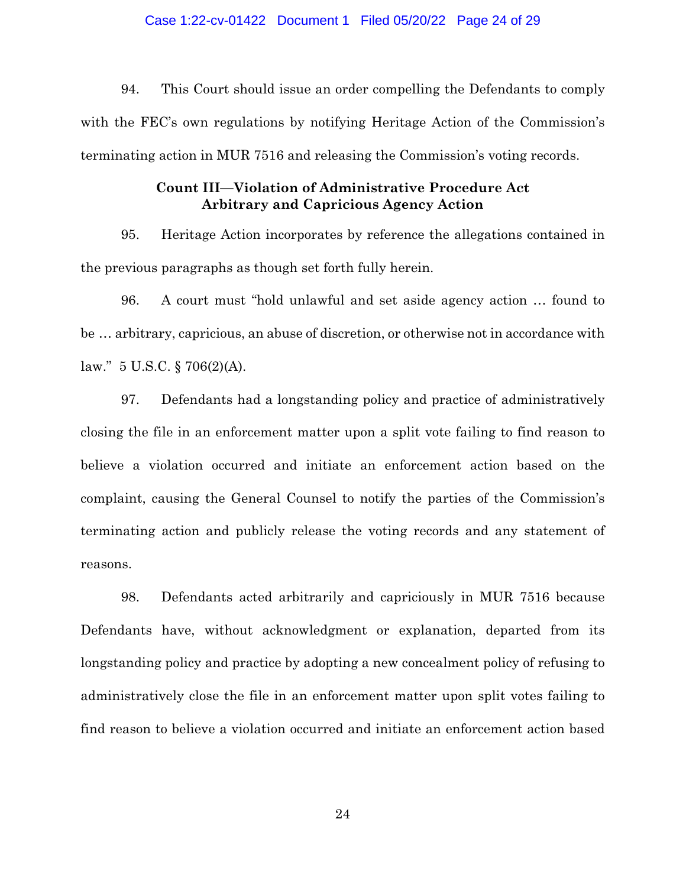94. This Court should issue an order compelling the Defendants to comply with the FEC's own regulations by notifying Heritage Action of the Commission's terminating action in MUR 7516 and releasing the Commission's voting records.

**Count III—Violation of Administrative Procedure Act**
**Arbitrary and Capricious Agency Action**

95. Heritage Action incorporates by reference the allegations contained in the previous paragraphs as though set forth fully herein.

96. A court must "hold unlawful and set aside agency action … found to be … arbitrary, capricious, an abuse of discretion, or otherwise not in accordance with law." 5 U.S.C. § 706(2)(A).

97. Defendants had a longstanding policy and practice of administratively closing the file in an enforcement matter upon a split vote failing to find reason to believe a violation occurred and initiate an enforcement action based on the complaint, causing the General Counsel to notify the parties of the Commission's terminating action and publicly release the voting records and any statement of reasons.

98. Defendants acted arbitrarily and capriciously in MUR 7516 because Defendants have, without acknowledgment or explanation, departed from its longstanding policy and practice by adopting a new concealment policy of refusing to administratively close the file in an enforcement matter upon split votes failing to find reason to believe a violation occurred and initiate an enforcement action based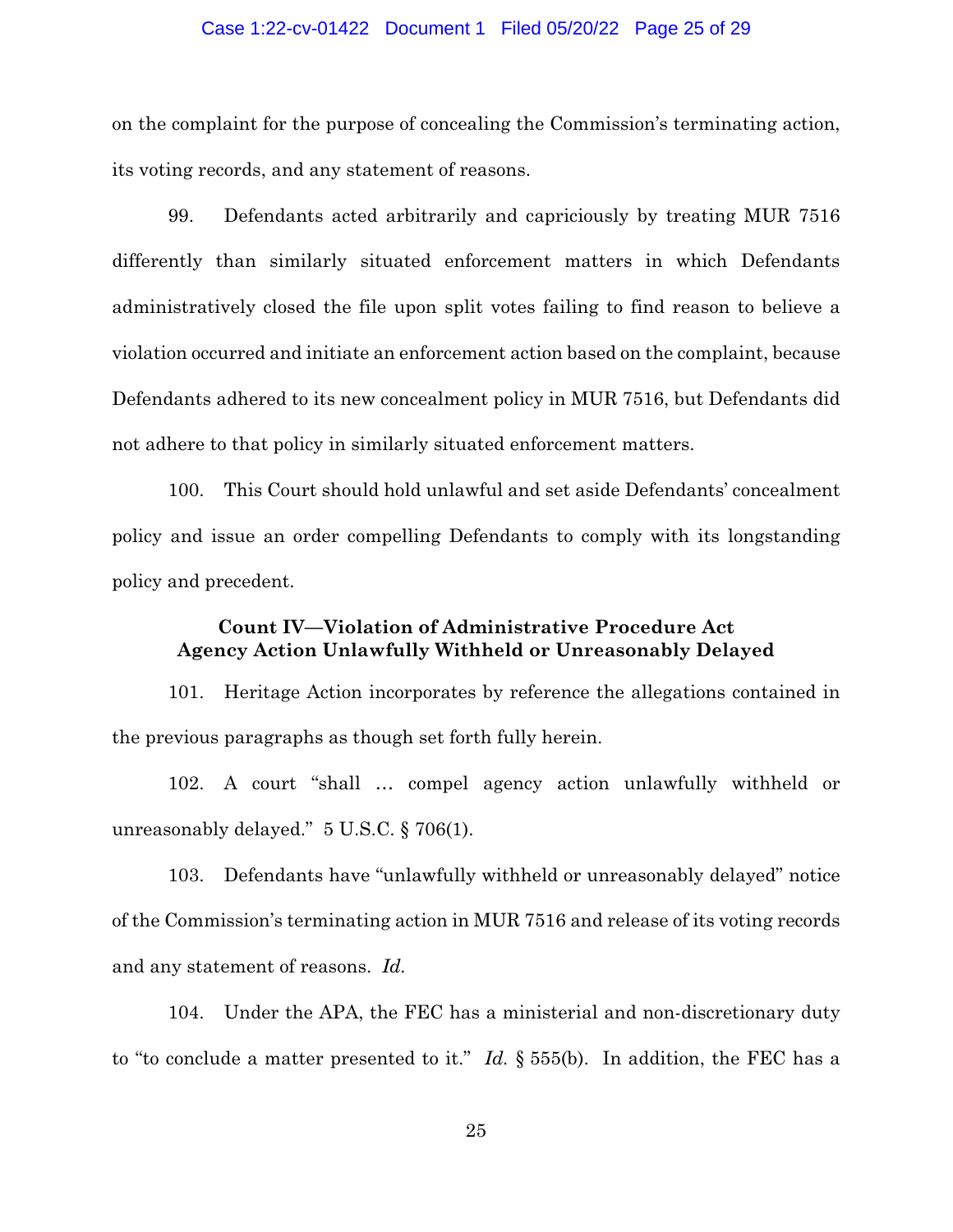on the complaint for the purpose of concealing the Commission's terminating action, its voting records, and any statement of reasons.

99. Defendants acted arbitrarily and capriciously by treating MUR 7516 differently than similarly situated enforcement matters in which Defendants administratively closed the file upon split votes failing to find reason to believe a violation occurred and initiate an enforcement action based on the complaint, because Defendants adhered to its new concealment policy in MUR 7516, but Defendants did not adhere to that policy in similarly situated enforcement matters.

100. This Court should hold unlawful and set aside Defendants' concealment policy and issue an order compelling Defendants to comply with its longstanding policy and precedent.

**Count IV—Violation of Administrative Procedure Act**
**Agency Action Unlawfully Withheld or Unreasonably Delayed**

101. Heritage Action incorporates by reference the allegations contained in the previous paragraphs as though set forth fully herein.

102. A court "shall … compel agency action unlawfully withheld or unreasonably delayed." 5 U.S.C. § 706(1).

103. Defendants have "unlawfully withheld or unreasonably delayed" notice of the Commission's terminating action in MUR 7516 and release of its voting records and any statement of reasons. *Id.*

104. Under the APA, the FEC has a ministerial and non-discretionary duty to "to conclude a matter presented to it." *Id.* § 555(b). In addition, the FEC has a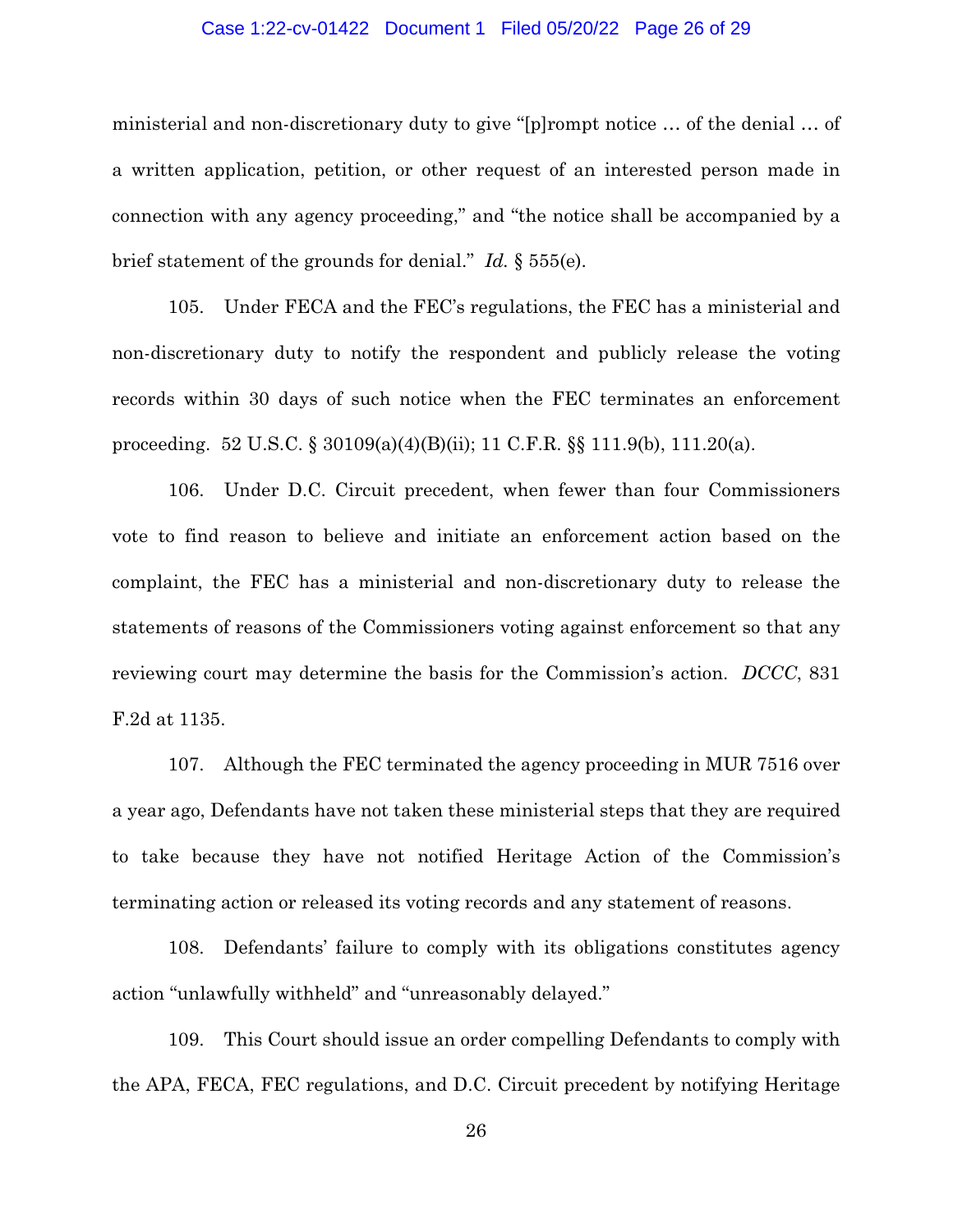ministerial and non-discretionary duty to give "[p]rompt notice … of the denial … of a written application, petition, or other request of an interested person made in connection with any agency proceeding," and "the notice shall be accompanied by a brief statement of the grounds for denial." *Id.* § 555(e).

105. Under FECA and the FEC's regulations, the FEC has a ministerial and non-discretionary duty to notify the respondent and publicly release the voting records within 30 days of such notice when the FEC terminates an enforcement proceeding. 52 U.S.C. § 30109(a)(4)(B)(ii); 11 C.F.R. §§ 111.9(b), 111.20(a).

106. Under D.C. Circuit precedent, when fewer than four Commissioners vote to find reason to believe and initiate an enforcement action based on the complaint, the FEC has a ministerial and non-discretionary duty to release the statements of reasons of the Commissioners voting against enforcement so that any reviewing court may determine the basis for the Commission's action. *DCCC*, 831 F.2d at 1135.

107. Although the FEC terminated the agency proceeding in MUR 7516 over a year ago, Defendants have not taken these ministerial steps that they are required to take because they have not notified Heritage Action of the Commission's terminating action or released its voting records and any statement of reasons.

108. Defendants' failure to comply with its obligations constitutes agency action "unlawfully withheld" and "unreasonably delayed."

109. This Court should issue an order compelling Defendants to comply with the APA, FECA, FEC regulations, and D.C. Circuit precedent by notifying Heritage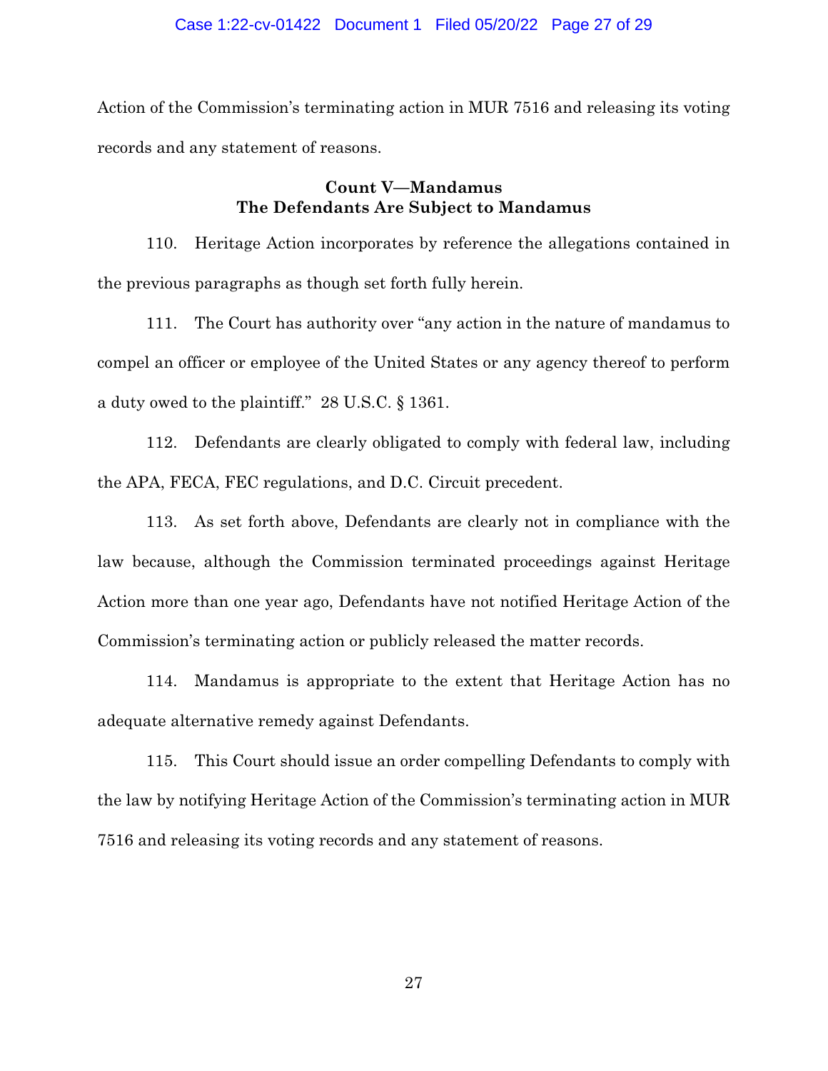Action of the Commission's terminating action in MUR 7516 and releasing its voting records and any statement of reasons.

### Count V—Mandamus
### The Defendants Are Subject to Mandamus

110. Heritage Action incorporates by reference the allegations contained in the previous paragraphs as though set forth fully herein.

111. The Court has authority over "any action in the nature of mandamus to compel an officer or employee of the United States or any agency thereof to perform a duty owed to the plaintiff." 28 U.S.C. § 1361.

112. Defendants are clearly obligated to comply with federal law, including the APA, FECA, FEC regulations, and D.C. Circuit precedent.

113. As set forth above, Defendants are clearly not in compliance with the law because, although the Commission terminated proceedings against Heritage Action more than one year ago, Defendants have not notified Heritage Action of the Commission's terminating action or publicly released the matter records.

114. Mandamus is appropriate to the extent that Heritage Action has no adequate alternative remedy against Defendants.

115. This Court should issue an order compelling Defendants to comply with the law by notifying Heritage Action of the Commission's terminating action in MUR 7516 and releasing its voting records and any statement of reasons.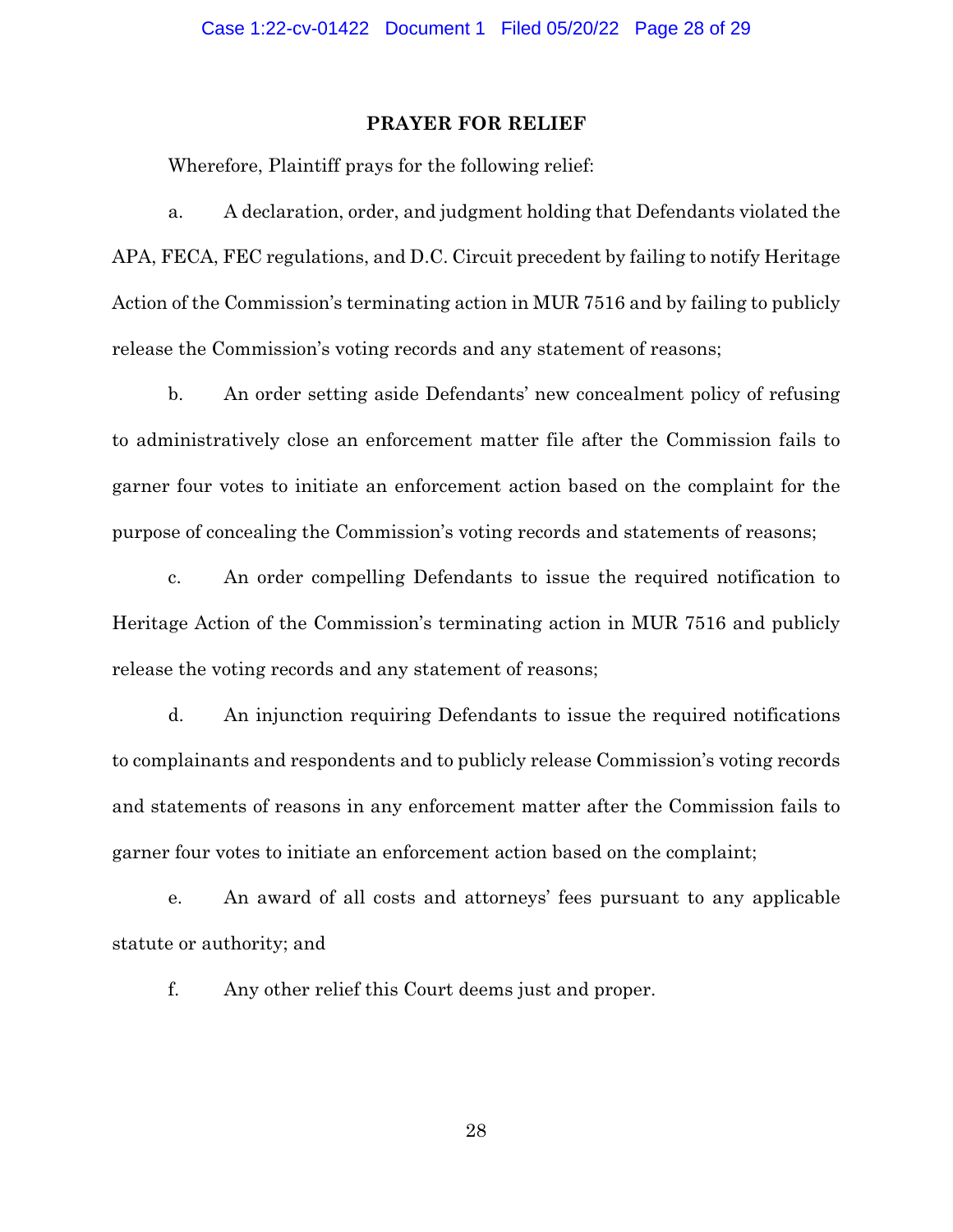**PRAYER FOR RELIEF**

Wherefore, Plaintiff prays for the following relief:

a. A declaration, order, and judgment holding that Defendants violated the APA, FECA, FEC regulations, and D.C. Circuit precedent by failing to notify Heritage Action of the Commission's terminating action in MUR 7516 and by failing to publicly release the Commission's voting records and any statement of reasons;

b. An order setting aside Defendants' new concealment policy of refusing to administratively close an enforcement matter file after the Commission fails to garner four votes to initiate an enforcement action based on the complaint for the purpose of concealing the Commission's voting records and statements of reasons;

c. An order compelling Defendants to issue the required notification to Heritage Action of the Commission's terminating action in MUR 7516 and publicly release the voting records and any statement of reasons;

d. An injunction requiring Defendants to issue the required notifications to complainants and respondents and to publicly release Commission's voting records and statements of reasons in any enforcement matter after the Commission fails to garner four votes to initiate an enforcement action based on the complaint;

e. An award of all costs and attorneys' fees pursuant to any applicable statute or authority; and

f. Any other relief this Court deems just and proper.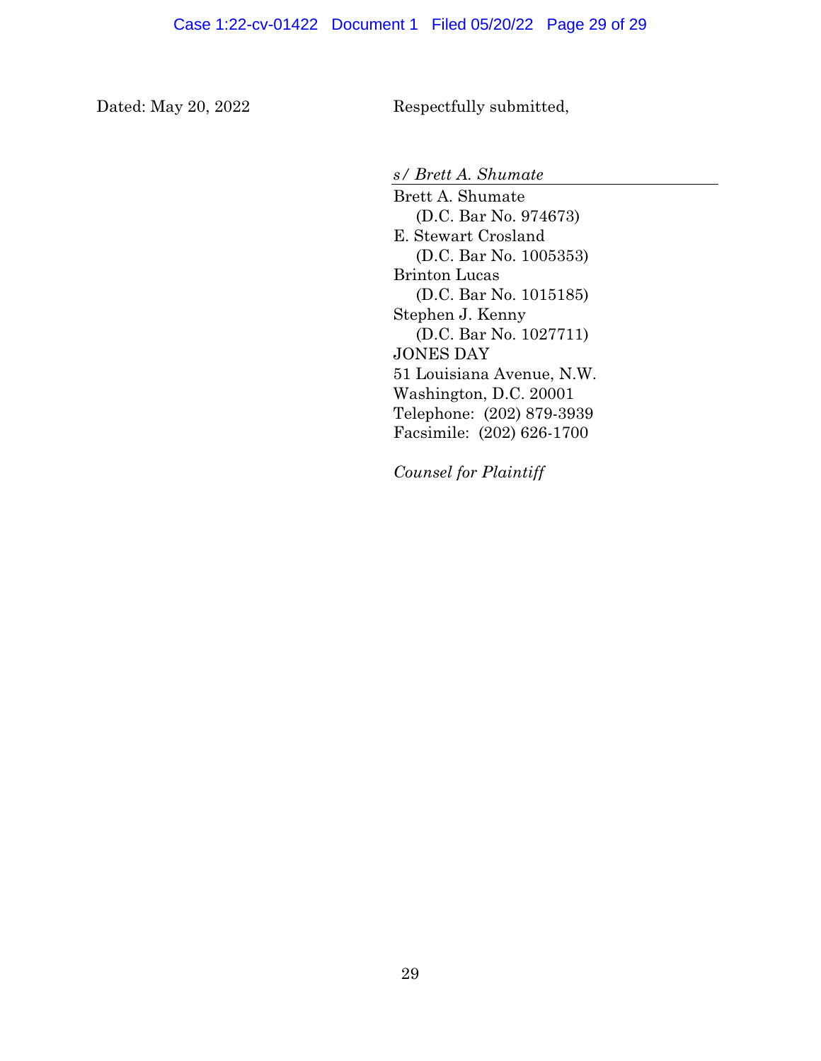Dated: May 20, 2022

Respectfully submitted,

*s/ Brett A. Shumate*

Brett A. Shumate
(D.C. Bar No. 974673)
E. Stewart Crosland
(D.C. Bar No. 1005353)
Brinton Lucas
(D.C. Bar No. 1015185)
Stephen J. Kenny
(D.C. Bar No. 1027711)
JONES DAY
51 Louisiana Avenue, N.W.
Washington, D.C. 20001
Telephone: (202) 879-3939
Facsimile: (202) 626-1700

*Counsel for Plaintiff*